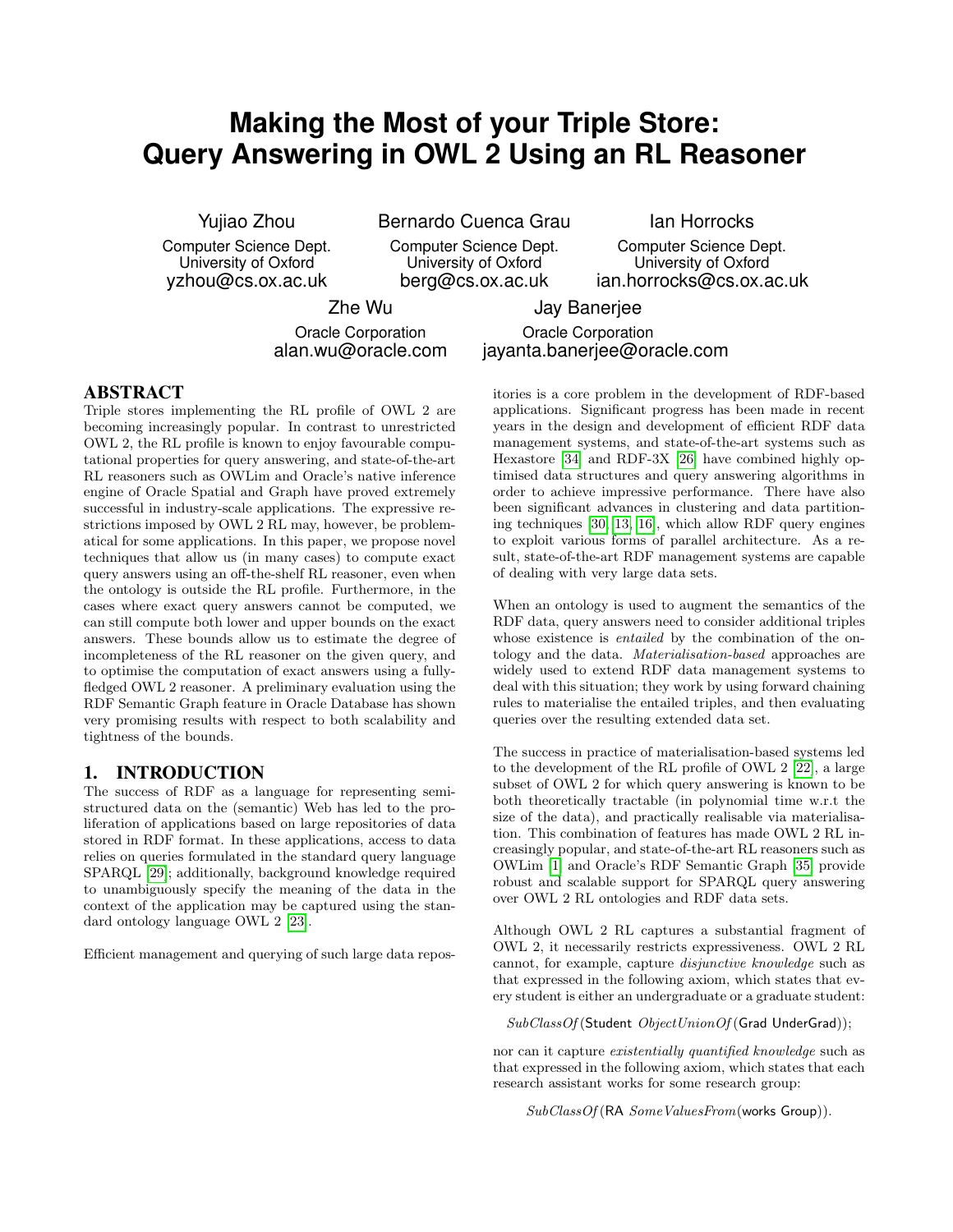# Making the Most of your Triple Store: Query Answering in OWL 2 Using an RL Reasoner

Yujiao Zhou
Computer Science Dept.
University of Oxford
yzhou@cs.ox.ac.uk

Bernardo Cuenca Grau
Computer Science Dept.
University of Oxford
berg@cs.ox.ac.uk

Ian Horrocks
Computer Science Dept.
University of Oxford
ian.horrocks@cs.ox.ac.uk

Zhe Wu
Oracle Corporation
alan.wu@oracle.com

Jay Banerjee
Oracle Corporation
jayanta.banerjee@oracle.com

## ABSTRACT

Triple stores implementing the RL profile of OWL 2 are becoming increasingly popular. In contrast to unrestricted OWL 2, the RL profile is known to enjoy favourable computational properties for query answering, and state-of-the-art RL reasoners such as OWLim and Oracle's native inference engine of Oracle Spatial and Graph have proved extremely successful in industry-scale applications. The expressive restrictions imposed by OWL 2 RL may, however, be problematical for some applications. In this paper, we propose novel techniques that allow us (in many cases) to compute exact query answers using an off-the-shelf RL reasoner, even when the ontology is outside the RL profile. Furthermore, in the cases where exact query answers cannot be computed, we can still compute both lower and upper bounds on the exact answers. These bounds allow us to estimate the degree of incompleteness of the RL reasoner on the given query, and to optimise the computation of exact answers using a fully-fledged OWL 2 reasoner. A preliminary evaluation using the RDF Semantic Graph feature in Oracle Database has shown very promising results with respect to both scalability and tightness of the bounds.

## 1. INTRODUCTION

The success of RDF as a language for representing semi-structured data on the (semantic) Web has led to the proliferation of applications based on large repositories of data stored in RDF format. In these applications, access to data relies on queries formulated in the standard query language SPARQL [29]; additionally, background knowledge required to unambiguously specify the meaning of the data in the context of the application may be captured using the standard ontology language OWL 2 [23].

Efficient management and querying of such large data repositories is a core problem in the development of RDF-based applications. Significant progress has been made in recent years in the design and development of efficient RDF data management systems, and state-of-the-art systems such as Hexastore [34] and RDF-3X [26] have combined highly optimised data structures and query answering algorithms in order to achieve impressive performance. There have also been significant advances in clustering and data partitioning techniques [30, 13, 16], which allow RDF query engines to exploit various forms of parallel architecture. As a result, state-of-the-art RDF management systems are capable of dealing with very large data sets.

When an ontology is used to augment the semantics of the RDF data, query answers need to consider additional triples whose existence is *entailed* by the combination of the ontology and the data. *Materialisation-based* approaches are widely used to extend RDF data management systems to deal with this situation; they work by using forward chaining rules to materialise the entailed triples, and then evaluating queries over the resulting extended data set.

The success in practice of materialisation-based systems led to the development of the RL profile of OWL 2 [22], a large subset of OWL 2 for which query answering is known to be both theoretically tractable (in polynomial time w.r.t the size of the data), and practically realisable via materialisation. This combination of features has made OWL 2 RL increasingly popular, and state-of-the-art RL reasoners such as OWLim [1] and Oracle's RDF Semantic Graph [35] provide robust and scalable support for SPARQL query answering over OWL 2 RL ontologies and RDF data sets.

Although OWL 2 RL captures a substantial fragment of OWL 2, it necessarily restricts expressiveness. OWL 2 RL cannot, for example, capture *disjunctive knowledge* such as that expressed in the following axiom, which states that every student is either an undergraduate or a graduate student:

$$SubClassOf(\mathsf{Student}\ ObjectUnionOf(\mathsf{Grad}\ \mathsf{UnderGrad}));$$

nor can it capture *existentially quantified knowledge* such as that expressed in the following axiom, which states that each research assistant works for some research group:

$$SubClassOf(\mathsf{RA}\ SomeValuesFrom(\mathsf{works}\ \mathsf{Group})).$$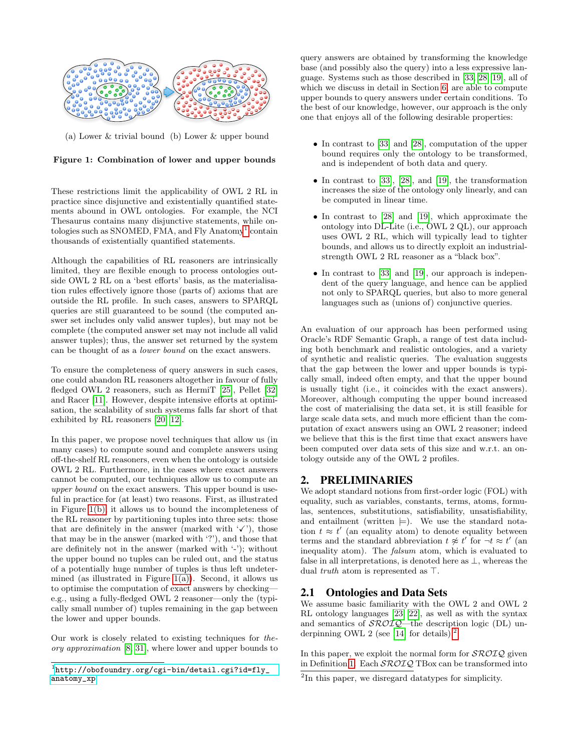(a) Lower & trivial bound (b) Lower & upper bound

**Figure 1: Combination of lower and upper bounds**

These restrictions limit the applicability of OWL 2 RL in practice since disjunctive and existentially quantified statements abound in OWL ontologies. For example, the NCI Thesaurus contains many disjunctive statements, while ontologies such as SNOMED, FMA, and Fly Anatomy[1] contain thousands of existentially quantified statements.

Although the capabilities of RL reasoners are intrinsically limited, they are flexible enough to process ontologies outside OWL 2 RL on a 'best efforts' basis, as the materialisation rules effectively ignore those (parts of) axioms that are outside the RL profile. In such cases, answers to SPARQL queries are still guaranteed to be sound (the computed answer set includes only valid answer tuples), but may not be complete (the computed answer set may not include all valid answer tuples); thus, the answer set returned by the system can be thought of as a *lower bound* on the exact answers.

To ensure the completeness of query answers in such cases, one could abandon RL reasoners altogether in favour of fully fledged OWL 2 reasoners, such as HermiT [25], Pellet [32] and Racer [11]. However, despite intensive efforts at optimisation, the scalability of such systems falls far short of that exhibited by RL reasoners [20, 12].

In this paper, we propose novel techniques that allow us (in many cases) to compute sound and complete answers using off-the-shelf RL reasoners, even when the ontology is outside OWL 2 RL. Furthermore, in the cases where exact answers cannot be computed, our techniques allow us to compute an *upper bound* on the exact answers. This upper bound is useful in practice for (at least) two reasons. First, as illustrated in Figure 1(b), it allows us to bound the incompleteness of the RL reasoner by partitioning tuples into three sets: those that are definitely in the answer (marked with '✓'), those that may be in the answer (marked with '?'), and those that are definitely not in the answer (marked with '-'); without the upper bound no tuples can be ruled out, and the status of a potentially huge number of tuples is thus left undetermined (as illustrated in Figure 1(a)). Second, it allows us to optimise the computation of exact answers by checking—e.g., using a fully-fledged OWL 2 reasoner—only the (typically small number of) tuples remaining in the gap between the lower and upper bounds.

Our work is closely related to existing techniques for *theory approximation* [8, 31], where lower and upper bounds to query answers are obtained by transforming the knowledge base (and possibly also the query) into a less expressive language. Systems such as those described in [33, 28, 19], all of which we discuss in detail in Section 6, are able to compute upper bounds to query answers under certain conditions. To the best of our knowledge, however, our approach is the only one that enjoys all of the following desirable properties:

- In contrast to [33] and [28], computation of the upper bound requires only the ontology to be transformed, and is independent of both data and query.
- In contrast to [33], [28], and [19], the transformation increases the size of the ontology only linearly, and can be computed in linear time.
- In contrast to [28] and [19], which approximate the ontology into DL-Lite (i.e., OWL 2 QL), our approach uses OWL 2 RL, which will typically lead to tighter bounds, and allows us to directly exploit an industrial-strength OWL 2 RL reasoner as a "black box".
- In contrast to [33] and [19], our approach is independent of the query language, and hence can be applied not only to SPARQL queries, but also to more general languages such as (unions of) conjunctive queries.

An evaluation of our approach has been performed using Oracle's RDF Semantic Graph, a range of test data including both benchmark and realistic ontologies, and a variety of synthetic and realistic queries. The evaluation suggests that the gap between the lower and upper bounds is typically small, indeed often empty, and that the upper bound is usually tight (i.e., it coincides with the exact answers). Moreover, although computing the upper bound increased the cost of materialising the data set, it is still feasible for large scale data sets, and much more efficient than the computation of exact answers using an OWL 2 reasoner; indeed we believe that this is the first time that exact answers have been computed over data sets of this size and w.r.t. an ontology outside any of the OWL 2 profiles.

## 2. PRELIMINARIES

We adopt standard notions from first-order logic (FOL) with equality, such as variables, constants, terms, atoms, formulas, sentences, substitutions, satisfiability, unsatisfiability, and entailment (written $\models$). We use the standard notation $t \approx t'$ (an equality atom) to denote equality between terms and the standard abbreviation $t \not\approx t'$ for $\neg t \approx t'$ (an inequality atom). The *falsum* atom, which is evaluated to false in all interpretations, is denoted here as $\bot$, whereas the dual *truth* atom is represented as $\top$.

### 2.1 Ontologies and Data Sets

We assume basic familiarity with the OWL 2 and OWL 2 RL ontology languages [23, 22], as well as with the syntax and semantics of $\mathcal{SROIQ}$—the description logic (DL) underpinning OWL 2 (see [14] for details).[2]

In this paper, we exploit the normal form for $\mathcal{SROIQ}$ given in Definition 1. Each $\mathcal{SROIQ}$ TBox can be transformed into

[1] http://obofoundry.org/cgi-bin/detail.cgi?id=fly_anatomy_xp

[2] In this paper, we disregard datatypes for simplicity.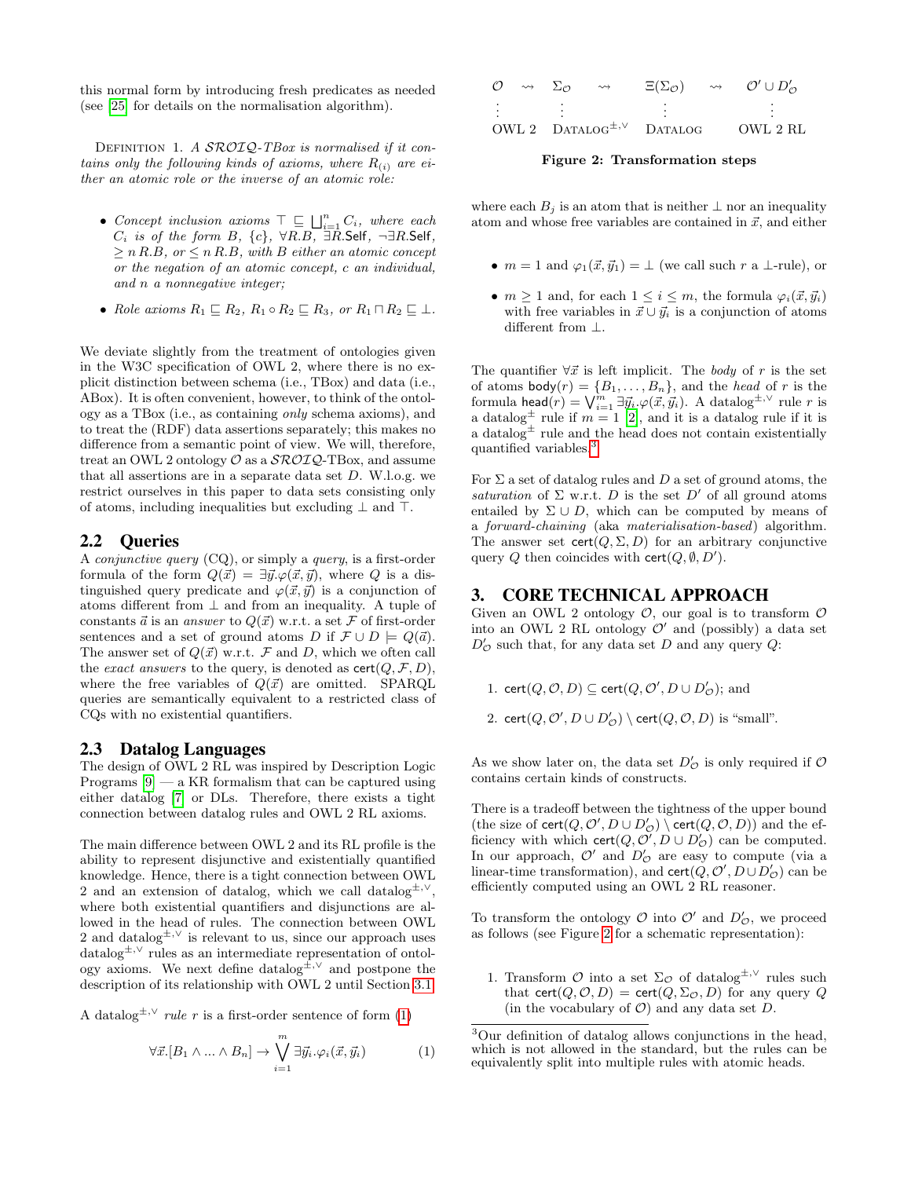this normal form by introducing fresh predicates as needed (see [25] for details on the normalisation algorithm).

Definition 1. *A $\mathcal{SROIQ}$-TBox is normalised if it contains only the following kinds of axioms, where $R_{(i)}$ are either an atomic role or the inverse of an atomic role:*

- *Concept inclusion axioms $\top \sqsubseteq \bigsqcup_{i=1}^{n} C_i$, where each $C_i$ is of the form $B$, $\{c\}$, $\forall R.B$, $\exists R.\mathsf{Self}$, $\neg\exists R.\mathsf{Self}$, $\geq n\, R.B$, or $\leq n\, R.B$, with $B$ either an atomic concept or the negation of an atomic concept, $c$ an individual, and $n$ a nonnegative integer;*
- *Role axioms $R_1 \sqsubseteq R_2$, $R_1 \circ R_2 \sqsubseteq R_3$, or $R_1 \sqcap R_2 \sqsubseteq \bot$.*

We deviate slightly from the treatment of ontologies given in the W3C specification of OWL 2, where there is no explicit distinction between schema (i.e., TBox) and data (i.e., ABox). It is often convenient, however, to think of the ontology as a TBox (i.e., as containing *only* schema axioms), and to treat the (RDF) data assertions separately; this makes no difference from a semantic point of view. We will, therefore, treat an OWL 2 ontology $\mathcal{O}$ as a $\mathcal{SROIQ}$-TBox, and assume that all assertions are in a separate data set $D$. W.l.o.g. we restrict ourselves in this paper to data sets consisting only of atoms, including inequalities but excluding $\bot$ and $\top$.

## 2.2 Queries

A *conjunctive query* (CQ), or simply a *query*, is a first-order formula of the form $Q(\vec{x}) = \exists\vec{y}.\varphi(\vec{x}, \vec{y})$, where $Q$ is a distinguished query predicate and $\varphi(\vec{x}, \vec{y})$ is a conjunction of atoms different from $\bot$ and from an inequality. A tuple of constants $\vec{a}$ is an *answer* to $Q(\vec{x})$ w.r.t. a set $\mathcal{F}$ of first-order sentences and a set of ground atoms $D$ if $\mathcal{F} \cup D \models Q(\vec{a})$. The answer set of $Q(\vec{x})$ w.r.t. $\mathcal{F}$ and $D$, which we often call the *exact answers* to the query, is denoted as $\mathsf{cert}(Q, \mathcal{F}, D)$, where the free variables of $Q(\vec{x})$ are omitted. SPARQL queries are semantically equivalent to a restricted class of CQs with no existential quantifiers.

## 2.3 Datalog Languages

The design of OWL 2 RL was inspired by Description Logic Programs [9] — a KR formalism that can be captured using either datalog [7] or DLs. Therefore, there exists a tight connection between datalog rules and OWL 2 RL axioms.

The main difference between OWL 2 and its RL profile is the ability to represent disjunctive and existentially quantified knowledge. Hence, there is a tight connection between OWL 2 and an extension of datalog, which we call datalog$^{\pm,\vee}$, where both existential quantifiers and disjunctions are allowed in the head of rules. The connection between OWL 2 and datalog$^{\pm,\vee}$ is relevant to us, since our approach uses datalog$^{\pm,\vee}$ rules as an intermediate representation of ontology axioms. We next define datalog$^{\pm,\vee}$ and postpone the description of its relationship with OWL 2 until Section 3.1.

A datalog$^{\pm,\vee}$ *rule* $r$ is a first-order sentence of form (1)

$$\forall\vec{x}.[B_1 \wedge ... \wedge B_n] \rightarrow \bigvee_{i=1}^{m} \exists\vec{y}_i.\varphi_i(\vec{x}, \vec{y}_i) \qquad (1)$$

$$\begin{array}{ccccccc} \mathcal{O} & \rightsquigarrow & \Sigma_{\mathcal{O}} & \rightsquigarrow & \Xi(\Sigma_{\mathcal{O}}) & \rightsquigarrow & \mathcal{O}' \cup D'_{\mathcal{O}} \\ \vdots & & \vdots & & \vdots & & \vdots \\ \text{OWL 2} & & \text{Datalog}^{\pm,\vee} & & \text{Datalog} & & \text{OWL 2 RL} \end{array}$$

**Figure 2: Transformation steps**

where each $B_j$ is an atom that is neither $\bot$ nor an inequality atom and whose free variables are contained in $\vec{x}$, and either

- $m = 1$ and $\varphi_1(\vec{x}, \vec{y}_1) = \bot$ (we call such $r$ a $\bot$-rule), or
- $m \geq 1$ and, for each $1 \leq i \leq m$, the formula $\varphi_i(\vec{x}, \vec{y}_i)$ with free variables in $\vec{x} \cup \vec{y}_i$ is a conjunction of atoms different from $\bot$.

The quantifier $\forall\vec{x}$ is left implicit. The *body* of $r$ is the set of atoms $\mathsf{body}(r) = \{B_1, \ldots, B_n\}$, and the *head* of $r$ is the formula $\mathsf{head}(r) = \bigvee_{i=1}^{m} \exists\vec{y}_i.\varphi(\vec{x}, \vec{y}_i)$. A datalog$^{\pm,\vee}$ rule $r$ is a datalog$^{\pm}$ rule if $m = 1$ [2], and it is a datalog rule if it is a datalog$^{\pm}$ rule and the head does not contain existentially quantified variables.[3]

For $\Sigma$ a set of datalog rules and $D$ a set of ground atoms, the *saturation* of $\Sigma$ w.r.t. $D$ is the set $D'$ of all ground atoms entailed by $\Sigma \cup D$, which can be computed by means of a *forward-chaining* (aka *materialisation-based*) algorithm. The answer set $\mathsf{cert}(Q, \Sigma, D)$ for an arbitrary conjunctive query $Q$ then coincides with $\mathsf{cert}(Q, \emptyset, D')$.

# 3. CORE TECHNICAL APPROACH

Given an OWL 2 ontology $\mathcal{O}$, our goal is to transform $\mathcal{O}$ into an OWL 2 RL ontology $\mathcal{O}'$ and (possibly) a data set $D'_{\mathcal{O}}$ such that, for any data set $D$ and any query $Q$:

1. $\mathsf{cert}(Q, \mathcal{O}, D) \subseteq \mathsf{cert}(Q, \mathcal{O}', D \cup D'_{\mathcal{O}})$; and
2. $\mathsf{cert}(Q, \mathcal{O}', D \cup D'_{\mathcal{O}}) \setminus \mathsf{cert}(Q, \mathcal{O}, D)$ is "small".

As we show later on, the data set $D'_{\mathcal{O}}$ is only required if $\mathcal{O}$ contains certain kinds of constructs.

There is a tradeoff between the tightness of the upper bound (the size of $\mathsf{cert}(Q, \mathcal{O}', D \cup D'_{\mathcal{O}}) \setminus \mathsf{cert}(Q, \mathcal{O}, D)$) and the efficiency with which $\mathsf{cert}(Q, \mathcal{O}', D \cup D'_{\mathcal{O}})$ can be computed. In our approach, $\mathcal{O}'$ and $D'_{\mathcal{O}}$ are easy to compute (via a linear-time transformation), and $\mathsf{cert}(Q, \mathcal{O}', D \cup D'_{\mathcal{O}})$ can be efficiently computed using an OWL 2 RL reasoner.

To transform the ontology $\mathcal{O}$ into $\mathcal{O}'$ and $D'_{\mathcal{O}}$, we proceed as follows (see Figure 2 for a schematic representation):

1. Transform $\mathcal{O}$ into a set $\Sigma_{\mathcal{O}}$ of datalog$^{\pm,\vee}$ rules such that $\mathsf{cert}(Q, \mathcal{O}, D) = \mathsf{cert}(Q, \Sigma_{\mathcal{O}}, D)$ for any query $Q$ (in the vocabulary of $\mathcal{O}$) and any data set $D$.

[3] Our definition of datalog allows conjunctions in the head, which is not allowed in the standard, but the rules can be equivalently split into multiple rules with atomic heads.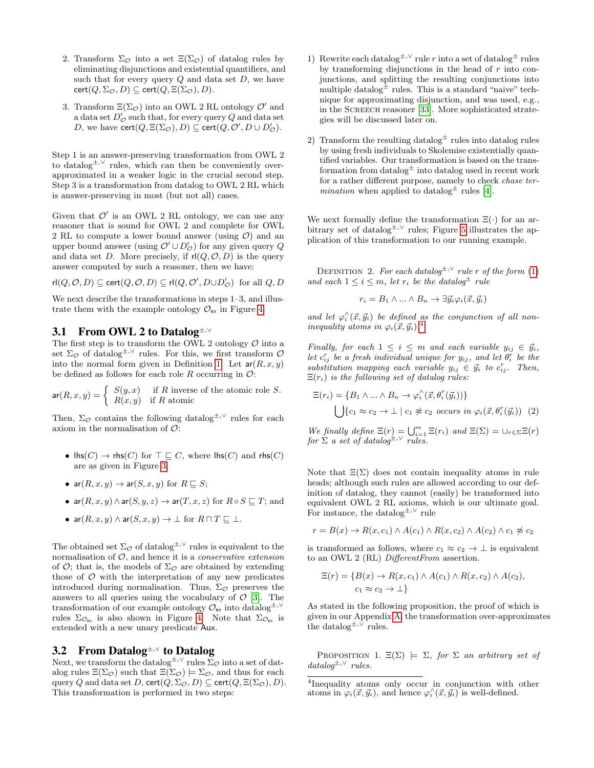2. Transform $\Sigma_\mathcal{O}$ into a set $\Xi(\Sigma_\mathcal{O})$ of datalog rules by eliminating disjunctions and existential quantifiers, and such that for every query $Q$ and data set $D$, we have $\mathsf{cert}(Q, \Sigma_\mathcal{O}, D) \subseteq \mathsf{cert}(Q, \Xi(\Sigma_\mathcal{O}), D)$.

3. Transform $\Xi(\Sigma_\mathcal{O})$ into an OWL 2 RL ontology $\mathcal{O}'$ and a data set $D'_\mathcal{O}$ such that, for every query $Q$ and data set $D$, we have $\mathsf{cert}(Q, \Xi(\Sigma_\mathcal{O}), D) \subseteq \mathsf{cert}(Q, \mathcal{O}', D \cup D'_\mathcal{O})$.

Step 1 is an answer-preserving transformation from OWL 2 to datalog$^{\pm,\vee}$ rules, which can then be conveniently over-approximated in a weaker logic in the crucial second step. Step 3 is a transformation from datalog to OWL 2 RL which is answer-preserving in most (but not all) cases.

Given that $\mathcal{O}'$ is an OWL 2 RL ontology, we can use any reasoner that is sound for OWL 2 and complete for OWL 2 RL to compute a lower bound answer (using $\mathcal{O}$) and an upper bound answer (using $\mathcal{O}' \cup D'_\mathcal{O}$) for any given query $Q$ and data set $D$. More precisely, if $\mathsf{rl}(Q, \mathcal{O}, D)$ is the query answer computed by such a reasoner, then we have:

$$\mathsf{rl}(Q, \mathcal{O}, D) \subseteq \mathsf{cert}(Q, \mathcal{O}, D) \subseteq \mathsf{rl}(Q, \mathcal{O}', D \cup D'_\mathcal{O}) \text{ for all } Q, D$$

We next describe the transformations in steps 1–3, and illustrate them with the example ontology $\mathcal{O}_{\mathsf{ex}}$ in Figure 4.

## 3.1 From OWL 2 to Datalog$^{\pm,\vee}$

The first step is to transform the OWL 2 ontology $\mathcal{O}$ into a set $\Sigma_\mathcal{O}$ of datalog$^{\pm,\vee}$ rules. For this, we first transform $\mathcal{O}$ into the normal form given in Definition 1. Let $\mathsf{ar}(R, x, y)$ be defined as follows for each role $R$ occurring in $\mathcal{O}$:

$$\mathsf{ar}(R, x, y) = \begin{cases} S(y, x) & \text{if } R \text{ inverse of the atomic role } S. \\ R(x, y) & \text{if } R \text{ atomic} \end{cases}$$

Then, $\Sigma_\mathcal{O}$ contains the following datalog$^{\pm,\vee}$ rules for each axiom in the normalisation of $\mathcal{O}$:

- $\mathsf{lhs}(C) \to \mathsf{rhs}(C)$ for $\top \sqsubseteq C$, where $\mathsf{lhs}(C)$ and $\mathsf{rhs}(C)$ are as given in Figure 3;
- $\mathsf{ar}(R, x, y) \to \mathsf{ar}(S, x, y)$ for $R \sqsubseteq S$;
- $\mathsf{ar}(R, x, y) \wedge \mathsf{ar}(S, y, z) \to \mathsf{ar}(T, x, z)$ for $R \circ S \sqsubseteq T$; and
- $\mathsf{ar}(R, x, y) \wedge \mathsf{ar}(S, x, y) \to \bot$ for $R \sqcap T \sqsubseteq \bot$.

The obtained set $\Sigma_\mathcal{O}$ of datalog$^{\pm,\vee}$ rules is equivalent to the normalisation of $\mathcal{O}$, and hence it is a *conservative extension* of $\mathcal{O}$; that is, the models of $\Sigma_\mathcal{O}$ are obtained by extending those of $\mathcal{O}$ with the interpretation of any new predicates introduced during normalisation. Thus, $\Sigma_\mathcal{O}$ preserves the answers to all queries using the vocabulary of $\mathcal{O}$ [3]. The transformation of our example ontology $\mathcal{O}_{\mathsf{ex}}$ into datalog$^{\pm,\vee}$ rules $\Sigma_{\mathcal{O}_{\mathsf{ex}}}$ is also shown in Figure 4. Note that $\Sigma_{\mathcal{O}_{\mathsf{ex}}}$ is extended with a new unary predicate $\mathsf{Aux}$.

## 3.2 From Datalog$^{\pm,\vee}$ to Datalog

Next, we transform the datalog$^{\pm,\vee}$ rules $\Sigma_\mathcal{O}$ into a set of datalog rules $\Xi(\Sigma_\mathcal{O})$ such that $\Xi(\Sigma_\mathcal{O}) \models \Sigma_\mathcal{O}$, and thus for each query $Q$ and data set $D$, $\mathsf{cert}(Q, \Sigma_\mathcal{O}, D) \subseteq \mathsf{cert}(Q, \Xi(\Sigma_\mathcal{O}), D)$. This transformation is performed in two steps:

1) Rewrite each datalog$^{\pm,\vee}$ rule $r$ into a set of datalog$^{\pm}$ rules by transforming disjunctions in the head of $r$ into conjunctions, and splitting the resulting conjunctions into multiple datalog$^{\pm}$ rules. This is a standard "naive" technique for approximating disjunction, and was used, e.g., in the Screech reasoner [33]. More sophisticated strategies will be discussed later on.

2) Transform the resulting datalog$^{\pm}$ rules into datalog rules by using fresh individuals to Skolemise existentially quantified variables. Our transformation is based on the transformation from datalog$^{\pm}$ into datalog used in recent work for a rather different purpose, namely to check *chase termination* when applied to datalog$^{\pm}$ rules [4].

We next formally define the transformation $\Xi(\cdot)$ for an arbitrary set of datalog$^{\pm,\vee}$ rules; Figure 5 illustrates the application of this transformation to our running example.

Definition 2. *For each datalog$^{\pm,\vee}$ rule $r$ of the form (1) and each $1 \leq i \leq m$, let $r_i$ be the datalog$^{\pm}$ rule*

$$r_i = B_1 \wedge ... \wedge B_n \to \exists \vec{y}_i \varphi_i(\vec{x}, \vec{y}_i)$$

*and let $\varphi_i^\wedge(\vec{x}, \vec{y}_i)$ be defined as the conjunction of all non-inequality atoms in $\varphi_i(\vec{x}, \vec{y}_i)$.*[4]

*Finally, for each $1 \leq i \leq m$ and each variable $y_{ij} \in \vec{y}_i$, let $c_{ij}^r$ be a fresh individual unique for $y_{ij}$, and let $\theta_i^r$ be the substitution mapping each variable $y_{ij} \in \vec{y}_i$ to $c_{ij}^r$. Then, $\Xi(r_i)$ is the following set of datalog rules:*

$$\Xi(r_i) = \{B_1 \wedge ... \wedge B_n \to \varphi_i^\wedge(\vec{x}, \theta_i^r(\vec{y}_i))\} \bigcup \{c_1 \approx c_2 \to \bot \mid c_1 \not\approx c_2 \text{ occurs in } \varphi_i(\vec{x}, \theta_i^r(\vec{y}_i))\} \quad (2)$$

*We finally define $\Xi(r) = \bigcup_{i=1}^m \Xi(r_i)$ and $\Xi(\Sigma) = \cup_{r \in \Sigma} \Xi(r)$ for $\Sigma$ a set of datalog$^{\pm,\vee}$ rules.*

Note that $\Xi(\Sigma)$ does not contain inequality atoms in rule heads; although such rules are allowed according to our definition of datalog, they cannot (easily) be transformed into equivalent OWL 2 RL axioms, which is our ultimate goal. For instance, the datalog$^{\pm,\vee}$ rule

$$r = B(x) \to R(x, c_1) \wedge A(c_1) \wedge R(x, c_2) \wedge A(c_2) \wedge c_1 \not\approx c_2$$

is transformed as follows, where $c_1 \approx c_2 \to \bot$ is equivalent to an OWL 2 (RL) *DifferentFrom* assertion.

$$\Xi(r) = \{B(x) \to R(x, c_1) \wedge A(c_1) \wedge R(x, c_2) \wedge A(c_2), \; c_1 \approx c_2 \to \bot\}$$

As stated in the following proposition, the proof of which is given in our Appendix A, the transformation over-approximates the datalog$^{\pm,\vee}$ rules.

Proposition 1. *$\Xi(\Sigma) \models \Sigma$, for $\Sigma$ an arbitrary set of datalog$^{\pm,\vee}$ rules.*

---

[4]Inequality atoms only occur in conjunction with other atoms in $\varphi_i(\vec{x}, \vec{y}_i)$, and hence $\varphi_i^\wedge(\vec{x}, \vec{y}_i)$ is well-defined.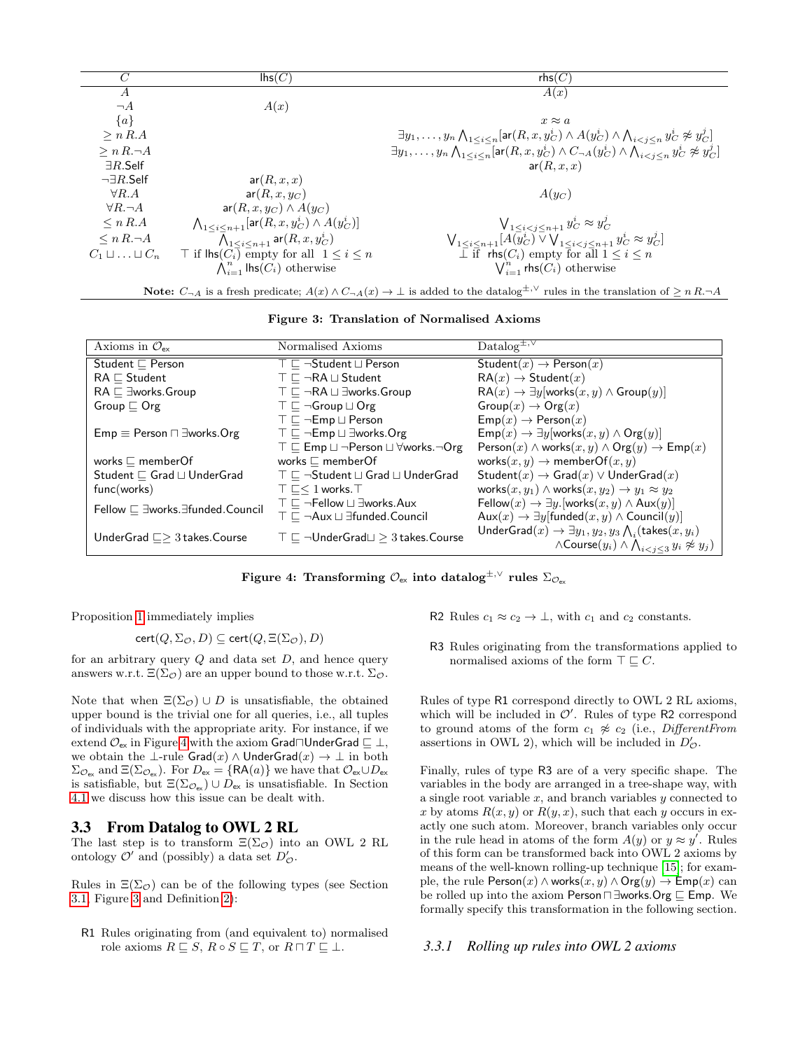| $C$ | $\mathsf{lhs}(C)$ | $\mathsf{rhs}(C)$ |
|---|---|---|
| $A$ | | $A(x)$ |
| $\neg A$ | $A(x)$ | |
| $\{a\}$ | | $x \approx a$ |
| $\geq n\, R.A$ | | $\exists y_1,\ldots,y_n \bigwedge_{1 \leq i \leq n}[\mathsf{ar}(R,x,y_C^i) \wedge A(y_C^i) \wedge \bigwedge_{i<j\leq n} y_C^i \not\approx y_C^j]$ |
| $\geq n\, R.\neg A$ | | $\exists y_1,\ldots,y_n \bigwedge_{1 \leq i \leq n}[\mathsf{ar}(R,x,y_C^i) \wedge C_{\neg A}(y_C^i) \wedge \bigwedge_{i<j\leq n} y_C^i \not\approx y_C^j]$ |
| $\exists R.\mathsf{Self}$ | | $\mathsf{ar}(R,x,x)$ |
| $\neg\exists R.\mathsf{Self}$ | $\mathsf{ar}(R,x,x)$ | |
| $\forall R.A$ | $\mathsf{ar}(R,x,y_C)$ | $A(y_C)$ |
| $\forall R.\neg A$ | $\mathsf{ar}(R,x,y_C) \wedge A(y_C)$ | |
| $\leq n\, R.A$ | $\bigwedge_{1\leq i\leq n+1}[\mathsf{ar}(R,x,y_C^i) \wedge A(y_C^i)]$ | $\bigvee_{1\leq i<j\leq n+1} y_C^i \approx y_C^j$ |
| $\leq n\, R.\neg A$ | $\bigwedge_{1\leq i\leq n+1} \mathsf{ar}(R,x,y_C^i)$ | $\bigvee_{1\leq i\leq n+1}[A(y_C^i) \vee \bigvee_{1\leq i<j\leq n+1} y_C^i \approx y_C^j]$ |
| $C_1 \sqcup \ldots \sqcup C_n$ | $\top$ if $\mathsf{lhs}(C_i)$ empty for all $1 \leq i \leq n$; $\bigwedge_{i=1}^n \mathsf{lhs}(C_i)$ otherwise | $\bot$ if $\mathsf{rhs}(C_i)$ empty for all $1 \leq i \leq n$; $\bigvee_{i=1}^n \mathsf{rhs}(C_i)$ otherwise |

**Note:** $C_{\neg A}$ is a fresh predicate; $A(x) \wedge C_{\neg A}(x) \rightarrow \bot$ is added to the datalog$^{\pm,\vee}$ rules in the translation of $\geq n\, R.\neg A$

**Figure 3: Translation of Normalised Axioms**

| Axioms in $\mathcal{O}_{\mathsf{ex}}$ | Normalised Axioms | Datalog$^{\pm,\vee}$ |
|---|---|---|
| $\mathsf{Student} \sqsubseteq \mathsf{Person}$ | $\top \sqsubseteq \neg\mathsf{Student} \sqcup \mathsf{Person}$ | $\mathsf{Student}(x) \rightarrow \mathsf{Person}(x)$ |
| $\mathsf{RA} \sqsubseteq \mathsf{Student}$ | $\top \sqsubseteq \neg\mathsf{RA} \sqcup \mathsf{Student}$ | $\mathsf{RA}(x) \rightarrow \mathsf{Student}(x)$ |
| $\mathsf{RA} \sqsubseteq \exists\mathsf{works.Group}$ | $\top \sqsubseteq \neg\mathsf{RA} \sqcup \exists\mathsf{works.Group}$ | $\mathsf{RA}(x) \rightarrow \exists y[\mathsf{works}(x,y) \wedge \mathsf{Group}(y)]$ |
| $\mathsf{Group} \sqsubseteq \mathsf{Org}$ | $\top \sqsubseteq \neg\mathsf{Group} \sqcup \mathsf{Org}$ | $\mathsf{Group}(x) \rightarrow \mathsf{Org}(x)$ |
| | $\top \sqsubseteq \neg\mathsf{Emp} \sqcup \mathsf{Person}$ | $\mathsf{Emp}(x) \rightarrow \mathsf{Person}(x)$ |
| $\mathsf{Emp} \equiv \mathsf{Person} \sqcap \exists\mathsf{works.Org}$ | $\top \sqsubseteq \neg\mathsf{Emp} \sqcup \exists\mathsf{works.Org}$ | $\mathsf{Emp}(x) \rightarrow \exists y[\mathsf{works}(x,y) \wedge \mathsf{Org}(y)]$ |
| | $\top \sqsubseteq \mathsf{Emp} \sqcup \neg\mathsf{Person} \sqcup \forall\mathsf{works}.\neg\mathsf{Org}$ | $\mathsf{Person}(x) \wedge \mathsf{works}(x,y) \wedge \mathsf{Org}(y) \rightarrow \mathsf{Emp}(x)$ |
| $\mathsf{works} \sqsubseteq \mathsf{memberOf}$ | $\mathsf{works} \sqsubseteq \mathsf{memberOf}$ | $\mathsf{works}(x,y) \rightarrow \mathsf{memberOf}(x,y)$ |
| $\mathsf{Student} \sqsubseteq \mathsf{Grad} \sqcup \mathsf{UnderGrad}$ | $\top \sqsubseteq \neg\mathsf{Student} \sqcup \mathsf{Grad} \sqcup \mathsf{UnderGrad}$ | $\mathsf{Student}(x) \rightarrow \mathsf{Grad}(x) \vee \mathsf{UnderGrad}(x)$ |
| $\mathsf{func(works)}$ | $\top \sqsubseteq \leq 1\, \mathsf{works}.\top$ | $\mathsf{works}(x,y_1) \wedge \mathsf{works}(x,y_2) \rightarrow y_1 \approx y_2$ |
| $\mathsf{Fellow} \sqsubseteq \exists\mathsf{works}.\exists\mathsf{funded.Council}$ | $\top \sqsubseteq \neg\mathsf{Fellow} \sqcup \exists\mathsf{works.Aux}$ | $\mathsf{Fellow}(x) \rightarrow \exists y.[\mathsf{works}(x,y) \wedge \mathsf{Aux}(y)]$ |
| | $\top \sqsubseteq \neg\mathsf{Aux} \sqcup \exists\mathsf{funded.Council}$ | $\mathsf{Aux}(x) \rightarrow \exists y[\mathsf{funded}(x,y) \wedge \mathsf{Council}(y)]$ |
| $\mathsf{UnderGrad} \sqsubseteq \geq 3\, \mathsf{takes.Course}$ | $\top \sqsubseteq \neg\mathsf{UnderGrad} \sqcup \geq 3\, \mathsf{takes.Course}$ | $\mathsf{UnderGrad}(x) \rightarrow \exists y_1,y_2,y_3 \bigwedge_i(\mathsf{takes}(x,y_i) \wedge \mathsf{Course}(y_i) \wedge \bigwedge_{i<j\leq 3} y_i \not\approx y_j)$ |

**Figure 4: Transforming $\mathcal{O}_{\mathsf{ex}}$ into datalog$^{\pm,\vee}$ rules $\Sigma_{\mathcal{O}_{\mathsf{ex}}}$**

Proposition 1 immediately implies

$$\mathsf{cert}(Q, \Sigma_{\mathcal{O}}, D) \subseteq \mathsf{cert}(Q, \Xi(\Sigma_{\mathcal{O}}), D)$$

for an arbitrary query $Q$ and data set $D$, and hence query answers w.r.t. $\Xi(\Sigma_{\mathcal{O}})$ are an upper bound to those w.r.t. $\Sigma_{\mathcal{O}}$.

Note that when $\Xi(\Sigma_{\mathcal{O}}) \cup D$ is unsatisfiable, the obtained upper bound is the trivial one for all queries, i.e., all tuples of individuals with the appropriate arity. For instance, if we extend $\mathcal{O}_{\mathsf{ex}}$ in Figure 4 with the axiom $\mathsf{Grad}\sqcap\mathsf{UnderGrad} \sqsubseteq \bot$, we obtain the $\bot$-rule $\mathsf{Grad}(x) \wedge \mathsf{UnderGrad}(x) \rightarrow \bot$ in both $\Sigma_{\mathcal{O}_{\mathsf{ex}}}$ and $\Xi(\Sigma_{\mathcal{O}_{\mathsf{ex}}})$. For $D_{\mathsf{ex}} = \{\mathsf{RA}(a)\}$ we have that $\mathcal{O}_{\mathsf{ex}} \cup D_{\mathsf{ex}}$ is satisfiable, but $\Xi(\Sigma_{\mathcal{O}_{\mathsf{ex}}}) \cup D_{\mathsf{ex}}$ is unsatisfiable. In Section 4.1 we discuss how this issue can be dealt with.

### 3.3 From Datalog to OWL 2 RL

The last step is to transform $\Xi(\Sigma_{\mathcal{O}})$ into an OWL 2 RL ontology $\mathcal{O}'$ and (possibly) a data set $D'_{\mathcal{O}}$.

Rules in $\Xi(\Sigma_{\mathcal{O}})$ can be of the following types (see Section 3.1, Figure 3 and Definition 2):

- R1 Rules originating from (and equivalent to) normalised role axioms $R \sqsubseteq S$, $R \circ S \sqsubseteq T$, or $R \sqcap T \sqsubseteq \bot$.
- R2 Rules $c_1 \approx c_2 \rightarrow \bot$, with $c_1$ and $c_2$ constants.
- R3 Rules originating from the transformations applied to normalised axioms of the form $\top \sqsubseteq C$.

Rules of type R1 correspond directly to OWL 2 RL axioms, which will be included in $\mathcal{O}'$. Rules of type R2 correspond to ground atoms of the form $c_1 \not\approx c_2$ (i.e., *DifferentFrom* assertions in OWL 2), which will be included in $D'_{\mathcal{O}}$.

Finally, rules of type R3 are of a very specific shape. The variables in the body are arranged in a tree-shape way, with a single root variable $x$, and branch variables $y$ connected to $x$ by atoms $R(x,y)$ or $R(y,x)$, such that each $y$ occurs in exactly one such atom. Moreover, branch variables only occur in the rule head in atoms of the form $A(y)$ or $y \approx y'$. Rules of this form can be transformed back into OWL 2 axioms by means of the well-known rolling-up technique [15]; for example, the rule $\mathsf{Person}(x) \wedge \mathsf{works}(x,y) \wedge \mathsf{Org}(y) \rightarrow \mathsf{Emp}(x)$ can be rolled up into the axiom $\mathsf{Person} \sqcap \exists\mathsf{works.Org} \sqsubseteq \mathsf{Emp}$. We formally specify this transformation in the following section.

#### 3.3.1 Rolling up rules into OWL 2 axioms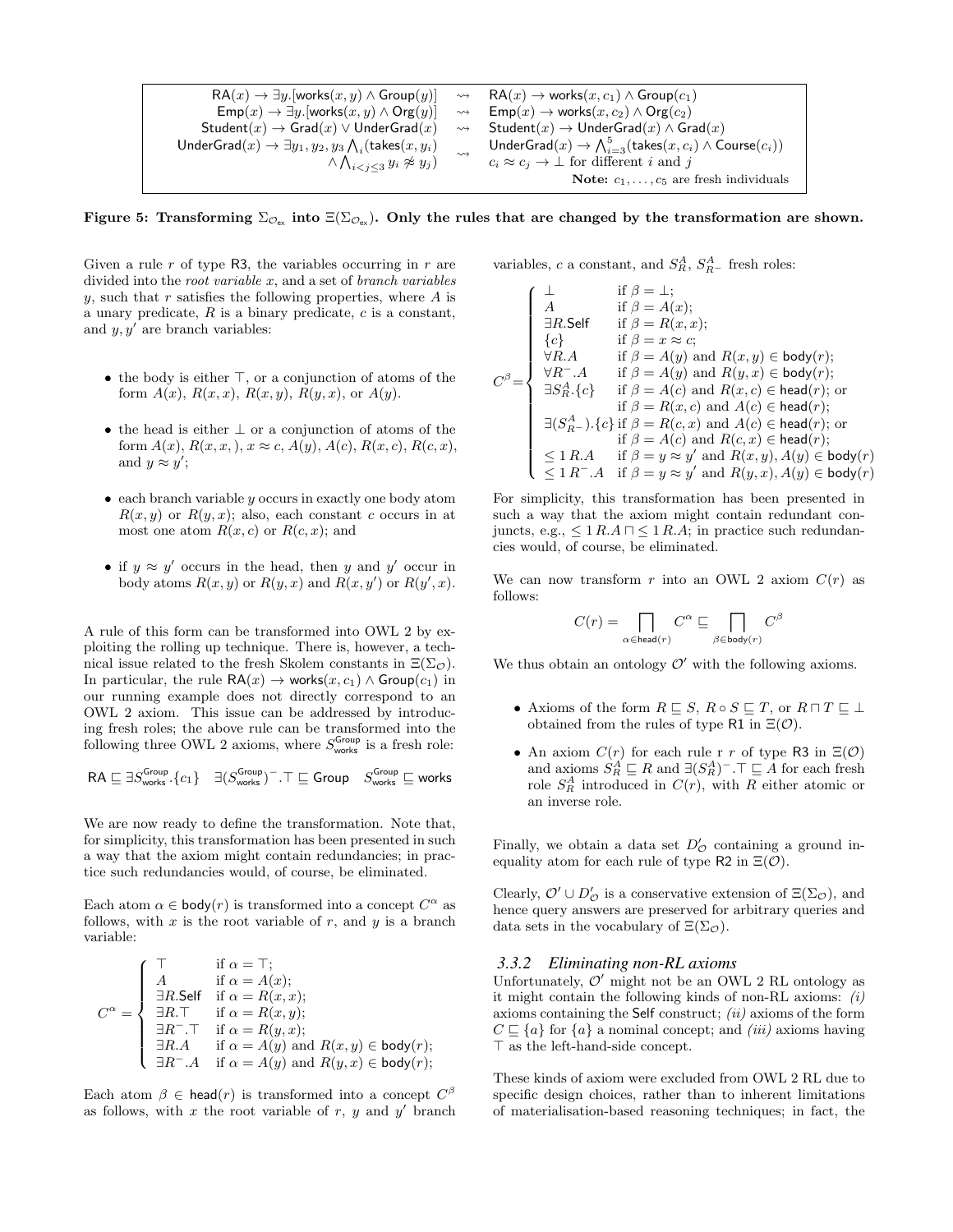$$
\begin{array}{rcl}
\mathsf{RA}(x) \rightarrow \exists y.[\mathsf{works}(x,y) \wedge \mathsf{Group}(y)] & \rightsquigarrow & \mathsf{RA}(x) \rightarrow \mathsf{works}(x,c_1) \wedge \mathsf{Group}(c_1) \\
\mathsf{Emp}(x) \rightarrow \exists y.[\mathsf{works}(x,y) \wedge \mathsf{Org}(y)] & \rightsquigarrow & \mathsf{Emp}(x) \rightarrow \mathsf{works}(x,c_2) \wedge \mathsf{Org}(c_2) \\
\mathsf{Student}(x) \rightarrow \mathsf{Grad}(x) \vee \mathsf{UnderGrad}(x) & \rightsquigarrow & \mathsf{Student}(x) \rightarrow \mathsf{UnderGrad}(x) \wedge \mathsf{Grad}(x) \\
\mathsf{UnderGrad}(x) \rightarrow \exists y_1, y_2, y_3 \bigwedge_i (\mathsf{takes}(x, y_i) & \rightsquigarrow & \mathsf{UnderGrad}(x) \rightarrow \bigwedge_{i=3}^{5} (\mathsf{takes}(x,c_i) \wedge \mathsf{Course}(c_i)) \\
\wedge \bigwedge_{i<j\leq 3} y_i \not\approx y_j) & & c_i \approx c_j \rightarrow \bot \text{ for different } i \text{ and } j
\end{array}
$$

**Note:** $c_1, \ldots, c_5$ are fresh individuals

**Figure 5: Transforming $\Sigma_{\mathcal{O}_{ex}}$ into $\Xi(\Sigma_{\mathcal{O}_{ex}})$. Only the rules that are changed by the transformation are shown.**

Given a rule $r$ of type R3, the variables occurring in $r$ are divided into the *root variable* $x$, and a set of *branch variables* $y$, such that $r$ satisfies the following properties, where $A$ is a unary predicate, $R$ is a binary predicate, $c$ is a constant, and $y, y'$ are branch variables:

- the body is either $\top$, or a conjunction of atoms of the form $A(x)$, $R(x,x)$, $R(x,y)$, $R(y,x)$, or $A(y)$.
- the head is either $\bot$ or a conjunction of atoms of the form $A(x)$, $R(x,x,)$, $x \approx c$, $A(y)$, $A(c)$, $R(x,c)$, $R(c,x)$, and $y \approx y'$;
- each branch variable $y$ occurs in exactly one body atom $R(x,y)$ or $R(y,x)$; also, each constant $c$ occurs in at most one atom $R(x,c)$ or $R(c,x)$; and
- if $y \approx y'$ occurs in the head, then $y$ and $y'$ occur in body atoms $R(x,y)$ or $R(y,x)$ and $R(x,y')$ or $R(y',x)$.

A rule of this form can be transformed into OWL 2 by exploiting the rolling up technique. There is, however, a technical issue related to the fresh Skolem constants in $\Xi(\Sigma_{\mathcal{O}})$. In particular, the rule $\mathsf{RA}(x) \rightarrow \mathsf{works}(x,c_1) \wedge \mathsf{Group}(c_1)$ in our running example does not directly correspond to an OWL 2 axiom. This issue can be addressed by introducing fresh roles; the above rule can be transformed into the following three OWL 2 axioms, where $S^{\mathsf{Group}}_{\mathsf{works}}$ is a fresh role:

$$\mathsf{RA} \sqsubseteq \exists S^{\mathsf{Group}}_{\mathsf{works}}.\{c_1\} \quad \exists (S^{\mathsf{Group}}_{\mathsf{works}})^{-}.\top \sqsubseteq \mathsf{Group} \quad S^{\mathsf{Group}}_{\mathsf{works}} \sqsubseteq \mathsf{works}$$

We are now ready to define the transformation. Note that, for simplicity, this transformation has been presented in such a way that the axiom might contain redundancies; in practice such redundancies would, of course, be eliminated.

Each atom $\alpha \in \mathsf{body}(r)$ is transformed into a concept $C^{\alpha}$ as follows, with $x$ is the root variable of $r$, and $y$ is a branch variable:

$$
C^{\alpha} = \begin{cases}
\top & \text{if } \alpha = \top; \\
A & \text{if } \alpha = A(x); \\
\exists R.\mathsf{Self} & \text{if } \alpha = R(x,x); \\
\exists R.\top & \text{if } \alpha = R(x,y); \\
\exists R^{-}.\top & \text{if } \alpha = R(y,x); \\
\exists R.A & \text{if } \alpha = A(y) \text{ and } R(x,y) \in \mathsf{body}(r); \\
\exists R^{-}.A & \text{if } \alpha = A(y) \text{ and } R(y,x) \in \mathsf{body}(r);
\end{cases}
$$

Each atom $\beta \in \mathsf{head}(r)$ is transformed into a concept $C^{\beta}$ as follows, with $x$ the root variable of $r$, $y$ and $y'$ branch variables, $c$ a constant, and $S^A_R$, $S^A_{R^-}$ fresh roles:

$$
C^{\beta} = \begin{cases}
\bot & \text{if } \beta = \bot; \\
A & \text{if } \beta = A(x); \\
\exists R.\mathsf{Self} & \text{if } \beta = R(x,x); \\
\{c\} & \text{if } \beta = x \approx c; \\
\forall R.A & \text{if } \beta = A(y) \text{ and } R(x,y) \in \mathsf{body}(r); \\
\forall R^{-}.A & \text{if } \beta = A(y) \text{ and } R(y,x) \in \mathsf{body}(r); \\
\exists S^A_R.\{c\} & \text{if } \beta = A(c) \text{ and } R(x,c) \in \mathsf{head}(r); \text{ or} \\
 & \text{if } \beta = R(x,c) \text{ and } A(c) \in \mathsf{head}(r); \\
\exists (S^A_{R^-}).\{c\} & \text{if } \beta = R(c,x) \text{ and } A(c) \in \mathsf{head}(r); \text{ or} \\
 & \text{if } \beta = A(c) \text{ and } R(c,x) \in \mathsf{head}(r); \\
\leq 1\, R.A & \text{if } \beta = y \approx y' \text{ and } R(x,y), A(y) \in \mathsf{body}(r) \\
\leq 1\, R^{-}.A & \text{if } \beta = y \approx y' \text{ and } R(y,x), A(y) \in \mathsf{body}(r)
\end{cases}
$$

For simplicity, this transformation has been presented in such a way that the axiom might contain redundant conjuncts, e.g., $\leq 1\, R.A \sqcap \leq 1\, R.A$; in practice such redundancies would, of course, be eliminated.

We can now transform $r$ into an OWL 2 axiom $C(r)$ as follows:

$$C(r) = \prod_{\alpha \in \mathsf{head}(r)} C^{\alpha} \sqsubseteq \prod_{\beta \in \mathsf{body}(r)} C^{\beta}$$

We thus obtain an ontology $\mathcal{O}'$ with the following axioms.

- Axioms of the form $R \sqsubseteq S$, $R \circ S \sqsubseteq T$, or $R \sqcap T \sqsubseteq \bot$ obtained from the rules of type R1 in $\Xi(\mathcal{O})$.
- An axiom $C(r)$ for each rule r $r$ of type R3 in $\Xi(\mathcal{O})$ and axioms $S^A_R \sqsubseteq R$ and $\exists (S^A_R)^{-}.\top \sqsubseteq A$ for each fresh role $S^A_R$ introduced in $C(r)$, with $R$ either atomic or an inverse role.

Finally, we obtain a data set $D'_{\mathcal{O}}$ containing a ground inequality atom for each rule of type R2 in $\Xi(\mathcal{O})$.

Clearly, $\mathcal{O}' \cup D'_{\mathcal{O}}$ is a conservative extension of $\Xi(\Sigma_{\mathcal{O}})$, and hence query answers are preserved for arbitrary queries and data sets in the vocabulary of $\Xi(\Sigma_{\mathcal{O}})$.

### 3.3.2 Eliminating non-RL axioms

Unfortunately, $\mathcal{O}'$ might not be an OWL 2 RL ontology as it might contain the following kinds of non-RL axioms: *(i)* axioms containing the Self construct; *(ii)* axioms of the form $C \sqsubseteq \{a\}$ for $\{a\}$ a nominal concept; and *(iii)* axioms having $\top$ as the left-hand-side concept.

These kinds of axiom were excluded from OWL 2 RL due to specific design choices, rather than to inherent limitations of materialisation-based reasoning techniques; in fact, the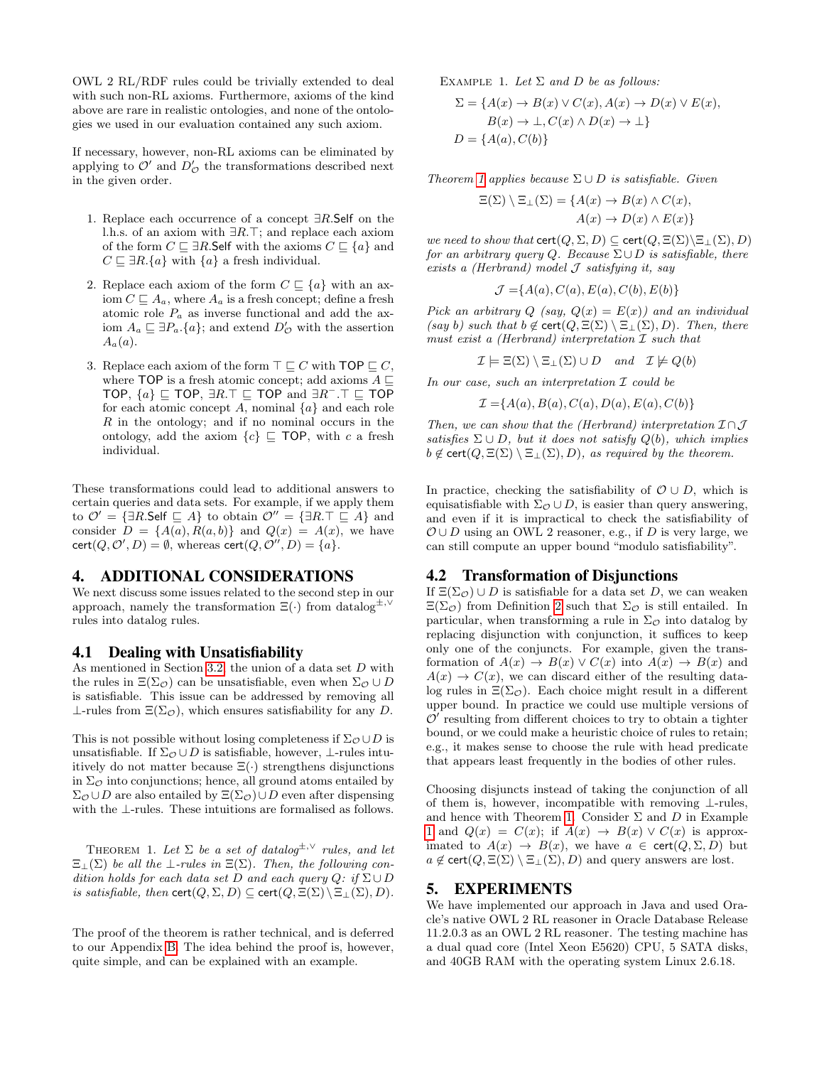OWL 2 RL/RDF rules could be trivially extended to deal with such non-RL axioms. Furthermore, axioms of the kind above are rare in realistic ontologies, and none of the ontologies we used in our evaluation contained any such axiom.

If necessary, however, non-RL axioms can be eliminated by applying to $\mathcal{O}'$ and $D'_{\mathcal{O}}$ the transformations described next in the given order.

1. Replace each occurrence of a concept $\exists R.\mathsf{Self}$ on the l.h.s. of an axiom with $\exists R.\top$; and replace each axiom of the form $C \sqsubseteq \exists R.\mathsf{Self}$ with the axioms $C \sqsubseteq \{a\}$ and $C \sqsubseteq \exists R.\{a\}$ with $\{a\}$ a fresh individual.
2. Replace each axiom of the form $C \sqsubseteq \{a\}$ with an axiom $C \sqsubseteq A_a$, where $A_a$ is a fresh concept; define a fresh atomic role $P_a$ as inverse functional and add the axiom $A_a \sqsubseteq \exists P_a.\{a\}$; and extend $D'_{\mathcal{O}}$ with the assertion $A_a(a)$.
3. Replace each axiom of the form $\top \sqsubseteq C$ with $\mathsf{TOP} \sqsubseteq C$, where $\mathsf{TOP}$ is a fresh atomic concept; add axioms $A \sqsubseteq \mathsf{TOP}$, $\{a\} \sqsubseteq \mathsf{TOP}$, $\exists R.\top \sqsubseteq \mathsf{TOP}$ and $\exists R^{-}.\top \sqsubseteq \mathsf{TOP}$ for each atomic concept $A$, nominal $\{a\}$ and each role $R$ in the ontology; and if no nominal occurs in the ontology, add the axiom $\{c\} \sqsubseteq \mathsf{TOP}$, with $c$ a fresh individual.

These transformations could lead to additional answers to certain queries and data sets. For example, if we apply them to $\mathcal{O}' = \{\exists R.\mathsf{Self} \sqsubseteq A\}$ to obtain $\mathcal{O}'' = \{\exists R.\top \sqsubseteq A\}$ and consider $D = \{A(a), R(a,b)\}$ and $Q(x) = A(x)$, we have $\mathsf{cert}(Q, \mathcal{O}', D) = \emptyset$, whereas $\mathsf{cert}(Q, \mathcal{O}'', D) = \{a\}$.

# 4. ADDITIONAL CONSIDERATIONS

We next discuss some issues related to the second step in our approach, namely the transformation $\Xi(\cdot)$ from datalog$^{\pm,\vee}$ rules into datalog rules.

## 4.1 Dealing with Unsatisfiability

As mentioned in Section 3.2, the union of a data set $D$ with the rules in $\Xi(\Sigma_{\mathcal{O}})$ can be unsatisfiable, even when $\Sigma_{\mathcal{O}} \cup D$ is satisfiable. This issue can be addressed by removing all $\bot$-rules from $\Xi(\Sigma_{\mathcal{O}})$, which ensures satisfiability for any $D$.

This is not possible without losing completeness if $\Sigma_{\mathcal{O}} \cup D$ is unsatisfiable. If $\Sigma_{\mathcal{O}} \cup D$ is satisfiable, however, $\bot$-rules intuitively do not matter because $\Xi(\cdot)$ strengthens disjunctions in $\Sigma_{\mathcal{O}}$ into conjunctions; hence, all ground atoms entailed by $\Sigma_{\mathcal{O}} \cup D$ are also entailed by $\Xi(\Sigma_{\mathcal{O}}) \cup D$ even after dispensing with the $\bot$-rules. These intuitions are formalised as follows.

Theorem 1. *Let $\Sigma$ be a set of datalog$^{\pm,\vee}$ rules, and let $\Xi_{\bot}(\Sigma)$ be all the $\bot$-rules in $\Xi(\Sigma)$. Then, the following condition holds for each data set $D$ and each query $Q$: if $\Sigma \cup D$ is satisfiable, then $\mathsf{cert}(Q, \Sigma, D) \subseteq \mathsf{cert}(Q, \Xi(\Sigma) \setminus \Xi_{\bot}(\Sigma), D)$.*

The proof of the theorem is rather technical, and is deferred to our Appendix B. The idea behind the proof is, however, quite simple, and can be explained with an example.

Example 1. *Let $\Sigma$ and $D$ be as follows:*

$$\Sigma = \{A(x) \to B(x) \vee C(x), A(x) \to D(x) \vee E(x), B(x) \to \bot, C(x) \wedge D(x) \to \bot\}$$
$$D = \{A(a), C(b)\}$$

*Theorem 1 applies because $\Sigma \cup D$ is satisfiable. Given*

$$\Xi(\Sigma) \setminus \Xi_{\bot}(\Sigma) = \{A(x) \to B(x) \wedge C(x), A(x) \to D(x) \wedge E(x)\}$$

*we need to show that $\mathsf{cert}(Q, \Sigma, D) \subseteq \mathsf{cert}(Q, \Xi(\Sigma) \setminus \Xi_{\bot}(\Sigma), D)$ for an arbitrary query $Q$. Because $\Sigma \cup D$ is satisfiable, there exists a (Herbrand) model $\mathcal{J}$ satisfying it, say*

$$\mathcal{J} = \{A(a), C(a), E(a), C(b), E(b)\}$$

*Pick an arbitrary $Q$ (say, $Q(x) = E(x)$) and an individual (say $b$) such that $b \notin \mathsf{cert}(Q, \Xi(\Sigma) \setminus \Xi_{\bot}(\Sigma), D)$. Then, there must exist a (Herbrand) interpretation $\mathcal{I}$ such that*

$$\mathcal{I} \models \Xi(\Sigma) \setminus \Xi_{\bot}(\Sigma) \cup D \quad \text{and} \quad \mathcal{I} \not\models Q(b)$$

*In our case, such an interpretation $\mathcal{I}$ could be*

$$\mathcal{I} = \{A(a), B(a), C(a), D(a), E(a), C(b)\}$$

*Then, we can show that the (Herbrand) interpretation $\mathcal{I} \cap \mathcal{J}$ satisfies $\Sigma \cup D$, but it does not satisfy $Q(b)$, which implies $b \notin \mathsf{cert}(Q, \Xi(\Sigma) \setminus \Xi_{\bot}(\Sigma), D)$, as required by the theorem.*

In practice, checking the satisfiability of $\mathcal{O} \cup D$, which is equisatisfiable with $\Sigma_{\mathcal{O}} \cup D$, is easier than query answering, and even if it is impractical to check the satisfiability of $\mathcal{O} \cup D$ using an OWL 2 reasoner, e.g., if $D$ is very large, we can still compute an upper bound "modulo satisfiability".

## 4.2 Transformation of Disjunctions

If $\Xi(\Sigma_{\mathcal{O}}) \cup D$ is satisfiable for a data set $D$, we can weaken $\Xi(\Sigma_{\mathcal{O}})$ from Definition 2 such that $\Sigma_{\mathcal{O}}$ is still entailed. In particular, when transforming a rule in $\Sigma_{\mathcal{O}}$ into datalog by replacing disjunction with conjunction, it suffices to keep only one of the conjuncts. For example, given the transformation of $A(x) \to B(x) \vee C(x)$ into $A(x) \to B(x)$ and $A(x) \to C(x)$, we can discard either of the resulting datalog rules in $\Xi(\Sigma_{\mathcal{O}})$. Each choice might result in a different upper bound. In practice we could use multiple versions of $\mathcal{O}'$ resulting from different choices to try to obtain a tighter bound, or we could make a heuristic choice of rules to retain; e.g., it makes sense to choose the rule with head predicate that appears least frequently in the bodies of other rules.

Choosing disjuncts instead of taking the conjunction of all of them is, however, incompatible with removing $\bot$-rules, and hence with Theorem 1. Consider $\Sigma$ and $D$ in Example 1 and $Q(x) = C(x)$; if $A(x) \to B(x) \vee C(x)$ is approximated to $A(x) \to B(x)$, we have $a \in \mathsf{cert}(Q, \Sigma, D)$ but $a \notin \mathsf{cert}(Q, \Xi(\Sigma) \setminus \Xi_{\bot}(\Sigma), D)$ and query answers are lost.

# 5. EXPERIMENTS

We have implemented our approach in Java and used Oracle's native OWL 2 RL reasoner in Oracle Database Release 11.2.0.3 as an OWL 2 RL reasoner. The testing machine has a dual quad core (Intel Xeon E5620) CPU, 5 SATA disks, and 40GB RAM with the operating system Linux 2.6.18.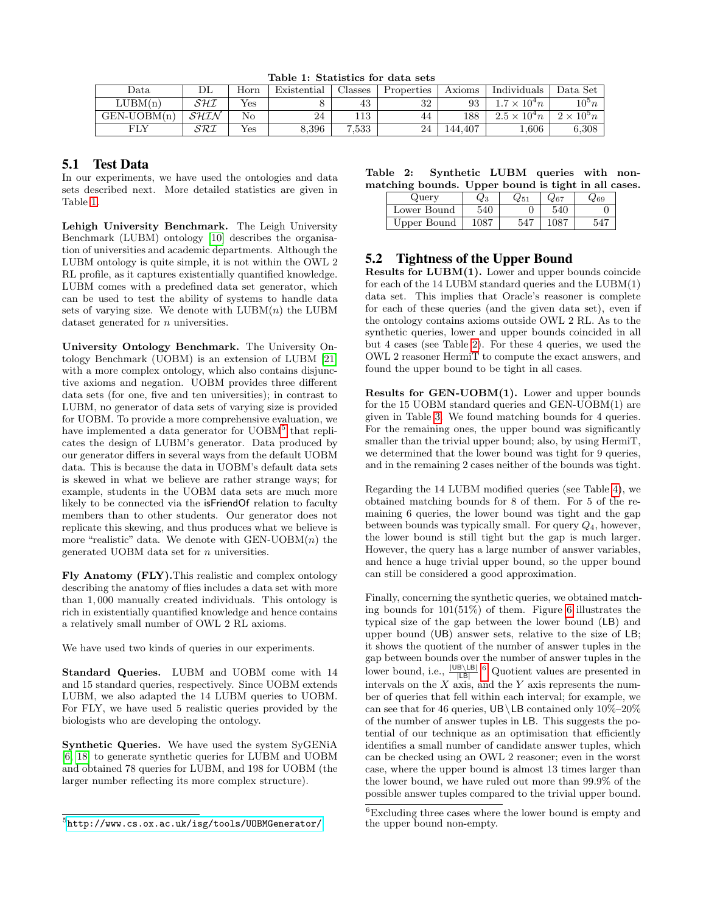**Table 1: Statistics for data sets**

| Data | DL | Horn | Existential | Classes | Properties | Axioms | Individuals | Data Set |
|---|---|---|---|---|---|---|---|---|
| LUBM(n) | $\mathcal{SHI}$ | Yes | 8 | 43 | 32 | 93 | $1.7 \times 10^4 n$ | $10^5 n$ |
| GEN-UOBM(n) | $\mathcal{SHIN}$ | No | 24 | 113 | 44 | 188 | $2.5 \times 10^4 n$ | $2 \times 10^5 n$ |
| FLY | $\mathcal{SRI}$ | Yes | 8,396 | 7,533 | 24 | 144,407 | 1,606 | 6,308 |

## 5.1 Test Data

In our experiments, we have used the ontologies and data sets described next. More detailed statistics are given in Table 1.

**Lehigh University Benchmark.** The Leigh University Benchmark (LUBM) ontology [10] describes the organisation of universities and academic departments. Although the LUBM ontology is quite simple, it is not within the OWL 2 RL profile, as it captures existentially quantified knowledge. LUBM comes with a predefined data set generator, which can be used to test the ability of systems to handle data sets of varying size. We denote with LUBM($n$) the LUBM dataset generated for $n$ universities.

**University Ontology Benchmark.** The University Ontology Benchmark (UOBM) is an extension of LUBM [21] with a more complex ontology, which also contains disjunctive axioms and negation. UOBM provides three different data sets (for one, five and ten universities); in contrast to LUBM, no generator of data sets of varying size is provided for UOBM. To provide a more comprehensive evaluation, we have implemented a data generator for UOBM[5] that replicates the design of LUBM's generator. Data produced by our generator differs in several ways from the default UOBM data. This is because the data in UOBM's default data sets is skewed in what we believe are rather strange ways; for example, students in the UOBM data sets are much more likely to be connected via the isFriendOf relation to faculty members than to other students. Our generator does not replicate this skewing, and thus produces what we believe is more "realistic" data. We denote with GEN-UOBM($n$) the generated UOBM data set for $n$ universities.

**Fly Anatomy (FLY).** This realistic and complex ontology describing the anatomy of flies includes a data set with more than 1,000 manually created individuals. This ontology is rich in existentially quantified knowledge and hence contains a relatively small number of OWL 2 RL axioms.

We have used two kinds of queries in our experiments.

**Standard Queries.** LUBM and UOBM come with 14 and 15 standard queries, respectively. Since UOBM extends LUBM, we also adapted the 14 LUBM queries to UOBM. For FLY, we have used 5 realistic queries provided by the biologists who are developing the ontology.

**Synthetic Queries.** We have used the system SyGENiA [6, 18] to generate synthetic queries for LUBM and UOBM and obtained 78 queries for LUBM, and 198 for UOBM (the larger number reflecting its more complex structure).

[5] http://www.cs.ox.ac.uk/isg/tools/UOBMGenerator/

**Table 2: Synthetic LUBM queries with non-matching bounds. Upper bound is tight in all cases.**

| Query | $Q_3$ | $Q_{51}$ | $Q_{67}$ | $Q_{69}$ |
|---|---|---|---|---|
| Lower Bound | 540 | 0 | 540 | 0 |
| Upper Bound | 1087 | 547 | 1087 | 547 |

## 5.2 Tightness of the Upper Bound

**Results for LUBM(1).** Lower and upper bounds coincide for each of the 14 LUBM standard queries and the LUBM(1) data set. This implies that Oracle's reasoner is complete for each of these queries (and the given data set), even if the ontology contains axioms outside OWL 2 RL. As to the synthetic queries, lower and upper bounds coincided in all but 4 cases (see Table 2). For these 4 queries, we used the OWL 2 reasoner HermiT to compute the exact answers, and found the upper bound to be tight in all cases.

**Results for GEN-UOBM(1).** Lower and upper bounds for the 15 UOBM standard queries and GEN-UOBM(1) are given in Table 3. We found matching bounds for 4 queries. For the remaining ones, the upper bound was significantly smaller than the trivial upper bound; also, by using HermiT, we determined that the lower bound was tight for 9 queries, and in the remaining 2 cases neither of the bounds was tight.

Regarding the 14 LUBM modified queries (see Table 4), we obtained matching bounds for 8 of them. For 5 of the remaining 6 queries, the lower bound was tight and the gap between bounds was typically small. For query $Q_4$, however, the lower bound is still tight but the gap is much larger. However, the query has a large number of answer variables, and hence a huge trivial upper bound, so the upper bound can still be considered a good approximation.

Finally, concerning the synthetic queries, we obtained matching bounds for 101(51%) of them. Figure 6 illustrates the typical size of the gap between the lower bound (LB) and upper bound (UB) answer sets, relative to the size of LB; it shows the quotient of the number of answer tuples in the gap between bounds over the number of answer tuples in the lower bound, i.e., $\frac{|\mathsf{UB} \setminus \mathsf{LB}|}{|\mathsf{LB}|}$.[6] Quotient values are presented in intervals on the $X$ axis, and the $Y$ axis represents the number of queries that fell within each interval; for example, we can see that for 46 queries, $\mathsf{UB} \setminus \mathsf{LB}$ contained only 10%–20% of the number of answer tuples in LB. This suggests the potential of our technique as an optimisation that efficiently identifies a small number of candidate answer tuples, which can be checked using an OWL 2 reasoner; even in the worst case, where the upper bound is almost 13 times larger than the lower bound, we have ruled out more than 99.9% of the possible answer tuples compared to the trivial upper bound.

[6] Excluding three cases where the lower bound is empty and the upper bound non-empty.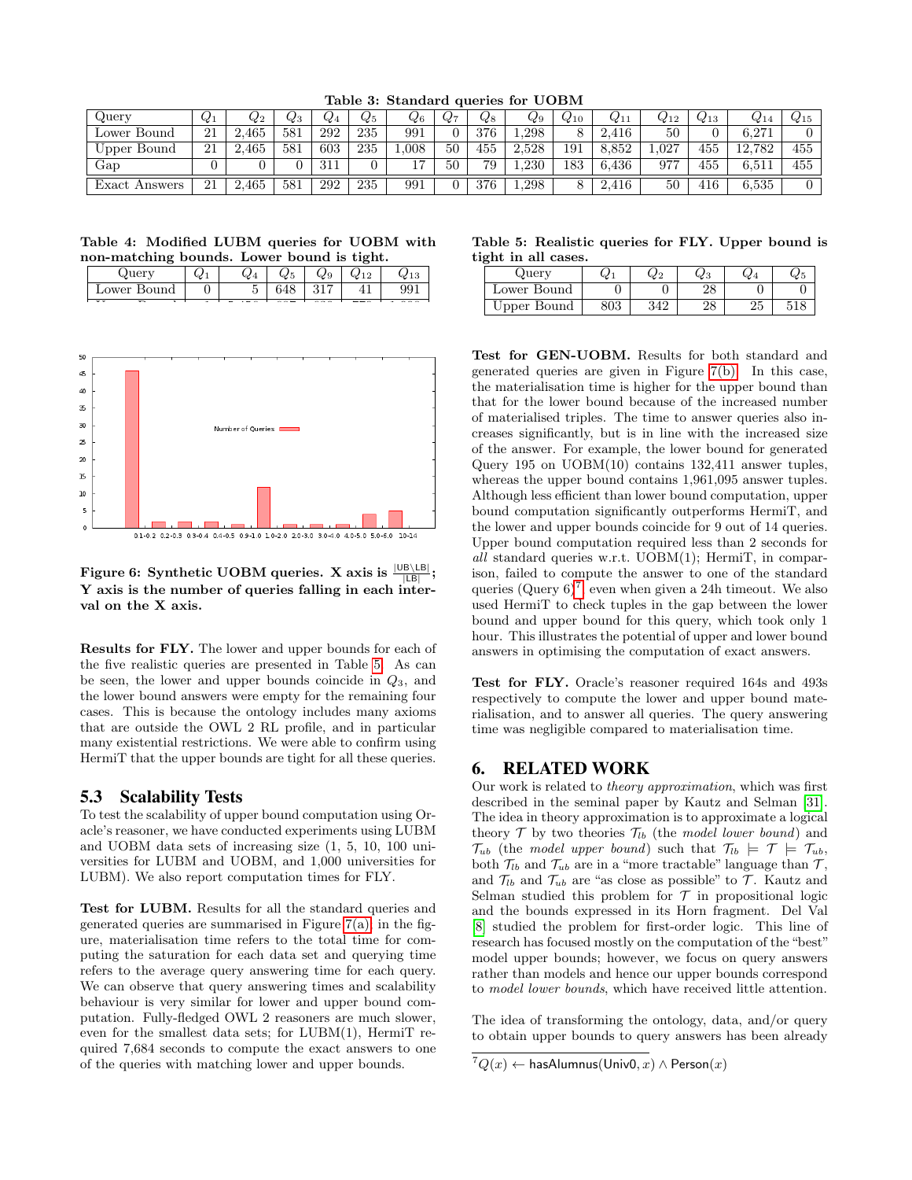**Table 3: Standard queries for UOBM**

| Query | $Q_1$ | $Q_2$ | $Q_3$ | $Q_4$ | $Q_5$ | $Q_6$ | $Q_7$ | $Q_8$ | $Q_9$ | $Q_{10}$ | $Q_{11}$ | $Q_{12}$ | $Q_{13}$ | $Q_{14}$ | $Q_{15}$ |
|---|---|---|---|---|---|---|---|---|---|---|---|---|---|---|---|
| Lower Bound | 21 | 2,465 | 581 | 292 | 235 | 991 | 0 | 376 | 1,298 | 8 | 2,416 | 50 | 0 | 6,271 | 0 |
| Upper Bound | 21 | 2,465 | 581 | 603 | 235 | 1,008 | 50 | 455 | 2,528 | 191 | 8,852 | 1,027 | 455 | 12,782 | 455 |
| Gap | 0 | 0 | 0 | 311 | 0 | 17 | 50 | 79 | 1,230 | 183 | 6,436 | 977 | 455 | 6,511 | 455 |
| Exact Answers | 21 | 2,465 | 581 | 292 | 235 | 991 | 0 | 376 | 1,298 | 8 | 2,416 | 50 | 416 | 6,535 | 0 |

**Table 4: Modified LUBM queries for UOBM with non-matching bounds. Lower bound is tight.**

| Query | $Q_1$ | $Q_4$ | $Q_5$ | $Q_9$ | $Q_{12}$ | $Q_{13}$ |
|---|---|---|---|---|---|---|
| Lower Bound | 0 | 5 | 648 | 317 | 41 | 991 |

**Figure 6: Synthetic UOBM queries. X axis is $\frac{|\mathsf{UB} \setminus \mathsf{LB}|}{|\mathsf{LB}|}$; Y axis is the number of queries falling in each interval on the X axis.**

**Results for FLY.** The lower and upper bounds for each of the five realistic queries are presented in Table 5. As can be seen, the lower and upper bounds coincide in $Q_3$, and the lower bound answers were empty for the remaining four cases. This is because the ontology includes many axioms that are outside the OWL 2 RL profile, and in particular many existential restrictions. We were able to confirm using HermiT that the upper bounds are tight for all these queries.

## 5.3 Scalability Tests

To test the scalability of upper bound computation using Oracle's reasoner, we have conducted experiments using LUBM and UOBM data sets of increasing size (1, 5, 10, 100 universities for LUBM and UOBM, and 1,000 universities for LUBM). We also report computation times for FLY.

**Test for LUBM.** Results for all the standard queries and generated queries are summarised in Figure 7(a); in the figure, materialisation time refers to the total time for computing the saturation for each data set and querying time refers to the average query answering time for each query. We can observe that query answering times and scalability behaviour is very similar for lower and upper bound computation. Fully-fledged OWL 2 reasoners are much slower, even for the smallest data sets; for LUBM(1), HermiT required 7,684 seconds to compute the exact answers to one of the queries with matching lower and upper bounds.

**Table 5: Realistic queries for FLY. Upper bound is tight in all cases.**

| Query | $Q_1$ | $Q_2$ | $Q_3$ | $Q_4$ | $Q_5$ |
|---|---|---|---|---|---|
| Lower Bound | 0 | 0 | 28 | 0 | 0 |
| Upper Bound | 803 | 342 | 28 | 25 | 518 |

**Test for GEN-UOBM.** Results for both standard and generated queries are given in Figure 7(b). In this case, the materialisation time is higher for the upper bound than that for the lower bound because of the increased number of materialised triples. The time to answer queries also increases significantly, but is in line with the increased size of the answer. For example, the lower bound for generated Query 195 on UOBM(10) contains 132,411 answer tuples, whereas the upper bound contains 1,961,095 answer tuples. Although less efficient than lower bound computation, upper bound computation significantly outperforms HermiT, and the lower and upper bounds coincide for 9 out of 14 queries. Upper bound computation required less than 2 seconds for *all* standard queries w.r.t. UOBM(1); HermiT, in comparison, failed to compute the answer to one of the standard queries (Query 6)[7] even when given a 24h timeout. We also used HermiT to check tuples in the gap between the lower bound and upper bound for this query, which took only 1 hour. This illustrates the potential of upper and lower bound answers in optimising the computation of exact answers.

**Test for FLY.** Oracle's reasoner required 164s and 493s respectively to compute the lower and upper bound materialisation, and to answer all queries. The query answering time was negligible compared to materialisation time.

# 6. RELATED WORK

Our work is related to *theory approximation*, which was first described in the seminal paper by Kautz and Selman [31]. The idea in theory approximation is to approximate a logical theory $\mathcal{T}$ by two theories $\mathcal{T}_{lb}$ (the *model lower bound*) and $\mathcal{T}_{ub}$ (the *model upper bound*) such that $\mathcal{T}_{lb} \models \mathcal{T} \models \mathcal{T}_{ub}$, both $\mathcal{T}_{lb}$ and $\mathcal{T}_{ub}$ are in a "more tractable" language than $\mathcal{T}$, and $\mathcal{T}_{lb}$ and $\mathcal{T}_{ub}$ are "as close as possible" to $\mathcal{T}$. Kautz and Selman studied this problem for $\mathcal{T}$ in propositional logic and the bounds expressed in its Horn fragment. Del Val [8] studied the problem for first-order logic. This line of research has focused mostly on the computation of the "best" model upper bounds; however, we focus on query answers rather than models and hence our upper bounds correspond to *model lower bounds*, which have received little attention.

The idea of transforming the ontology, data, and/or query to obtain upper bounds to query answers has been already

[7] $Q(x) \leftarrow \mathsf{hasAlumnus}(\mathsf{Univ0}, x) \wedge \mathsf{Person}(x)$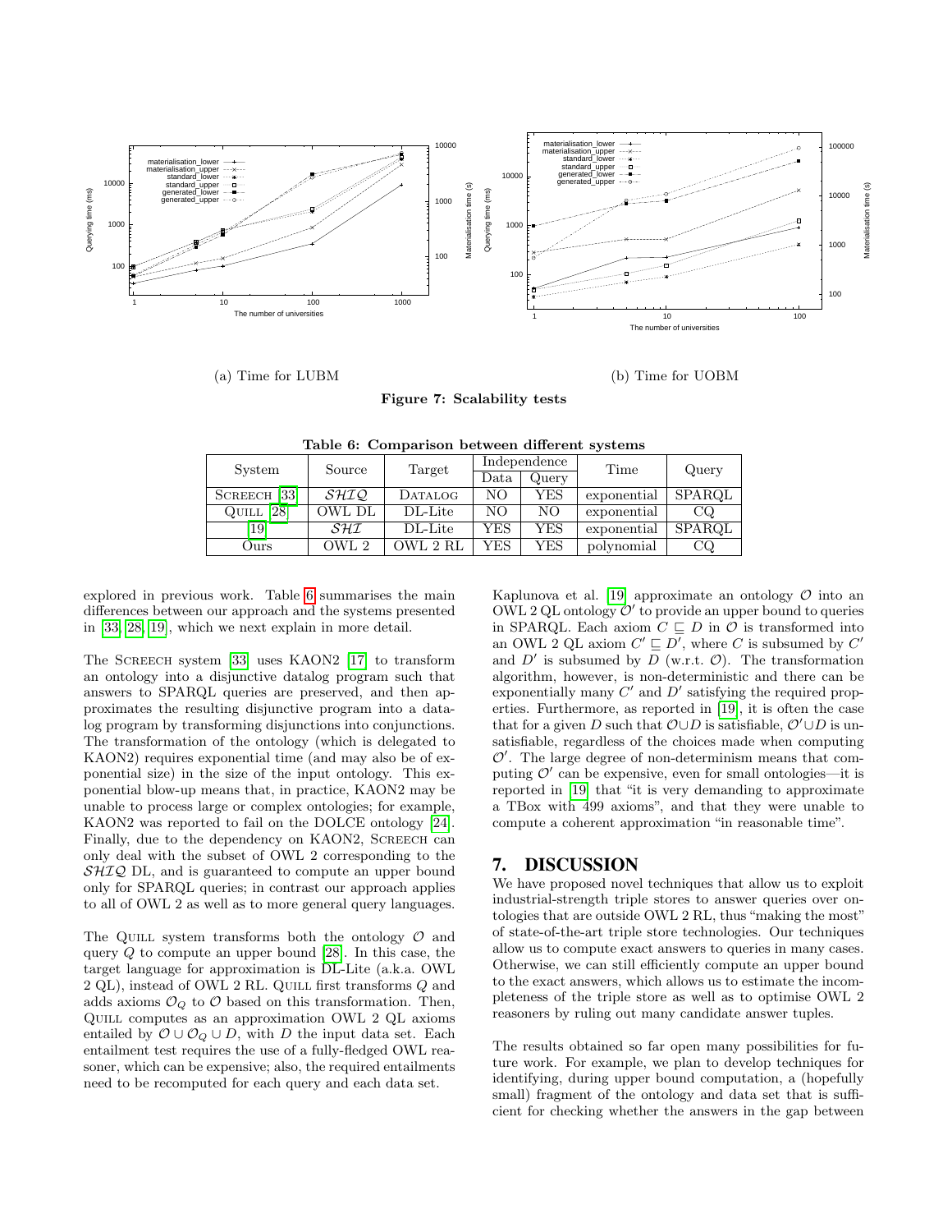(a) Time for LUBM

(b) Time for UOBM

**Figure 7: Scalability tests**

**Table 6: Comparison between different systems**

| System | Source | Target | Independence | | Time | Query |
|---|---|---|---|---|---|---|
| | | | Data | Query | | |
| SCREECH [33] | $\mathcal{SHIQ}$ | DATALOG | NO | YES | exponential | SPARQL |
| QUILL [28] | OWL DL | DL-Lite | NO | NO | exponential | CQ |
| [19] | $\mathcal{SHI}$ | DL-Lite | YES | YES | exponential | SPARQL |
| Ours | OWL 2 | OWL 2 RL | YES | YES | polynomial | CQ |

explored in previous work. Table 6 summarises the main differences between our approach and the systems presented in [33, 28, 19], which we next explain in more detail.

The SCREECH system [33] uses KAON2 [17] to transform an ontology into a disjunctive datalog program such that answers to SPARQL queries are preserved, and then approximates the resulting disjunctive program into a datalog program by transforming disjunctions into conjunctions. The transformation of the ontology (which is delegated to KAON2) requires exponential time (and may also be of exponential size) in the size of the input ontology. This exponential blow-up means that, in practice, KAON2 may be unable to process large or complex ontologies; for example, KAON2 was reported to fail on the DOLCE ontology [24]. Finally, due to the dependency on KAON2, SCREECH can only deal with the subset of OWL 2 corresponding to the $\mathcal{SHIQ}$ DL, and is guaranteed to compute an upper bound only for SPARQL queries; in contrast our approach applies to all of OWL 2 as well as to more general query languages.

The QUILL system transforms both the ontology $\mathcal{O}$ and query $Q$ to compute an upper bound [28]. In this case, the target language for approximation is DL-Lite (a.k.a. OWL 2 QL), instead of OWL 2 RL. QUILL first transforms $Q$ and adds axioms $\mathcal{O}_Q$ to $\mathcal{O}$ based on this transformation. Then, QUILL computes as an approximation OWL 2 QL axioms entailed by $\mathcal{O} \cup \mathcal{O}_Q \cup D$, with $D$ the input data set. Each entailment test requires the use of a fully-fledged OWL reasoner, which can be expensive; also, the required entailments need to be recomputed for each query and each data set.

Kaplunova et al. [19] approximate an ontology $\mathcal{O}$ into an OWL 2 QL ontology $\mathcal{O}'$ to provide an upper bound to queries in SPARQL. Each axiom $C \sqsubseteq D$ in $\mathcal{O}$ is transformed into an OWL 2 QL axiom $C' \sqsubseteq D'$, where $C$ is subsumed by $C'$ and $D'$ is subsumed by $D$ (w.r.t. $\mathcal{O}$). The transformation algorithm, however, is non-deterministic and there can be exponentially many $C'$ and $D'$ satisfying the required properties. Furthermore, as reported in [19], it is often the case that for a given $D$ such that $\mathcal{O} \cup D$ is satisfiable, $\mathcal{O}' \cup D$ is unsatisfiable, regardless of the choices made when computing $\mathcal{O}'$. The large degree of non-determinism means that computing $\mathcal{O}'$ can be expensive, even for small ontologies—it is reported in [19] that "it is very demanding to approximate a TBox with 499 axioms", and that they were unable to compute a coherent approximation "in reasonable time".

## 7. DISCUSSION

We have proposed novel techniques that allow us to exploit industrial-strength triple stores to answer queries over ontologies that are outside OWL 2 RL, thus "making the most" of state-of-the-art triple store technologies. Our techniques allow us to compute exact answers to queries in many cases. Otherwise, we can still efficiently compute an upper bound to the exact answers, which allows us to estimate the incompleteness of the triple store as well as to optimise OWL 2 reasoners by ruling out many candidate answer tuples.

The results obtained so far open many possibilities for future work. For example, we plan to develop techniques for identifying, during upper bound computation, a (hopefully small) fragment of the ontology and data set that is sufficient for checking whether the answers in the gap between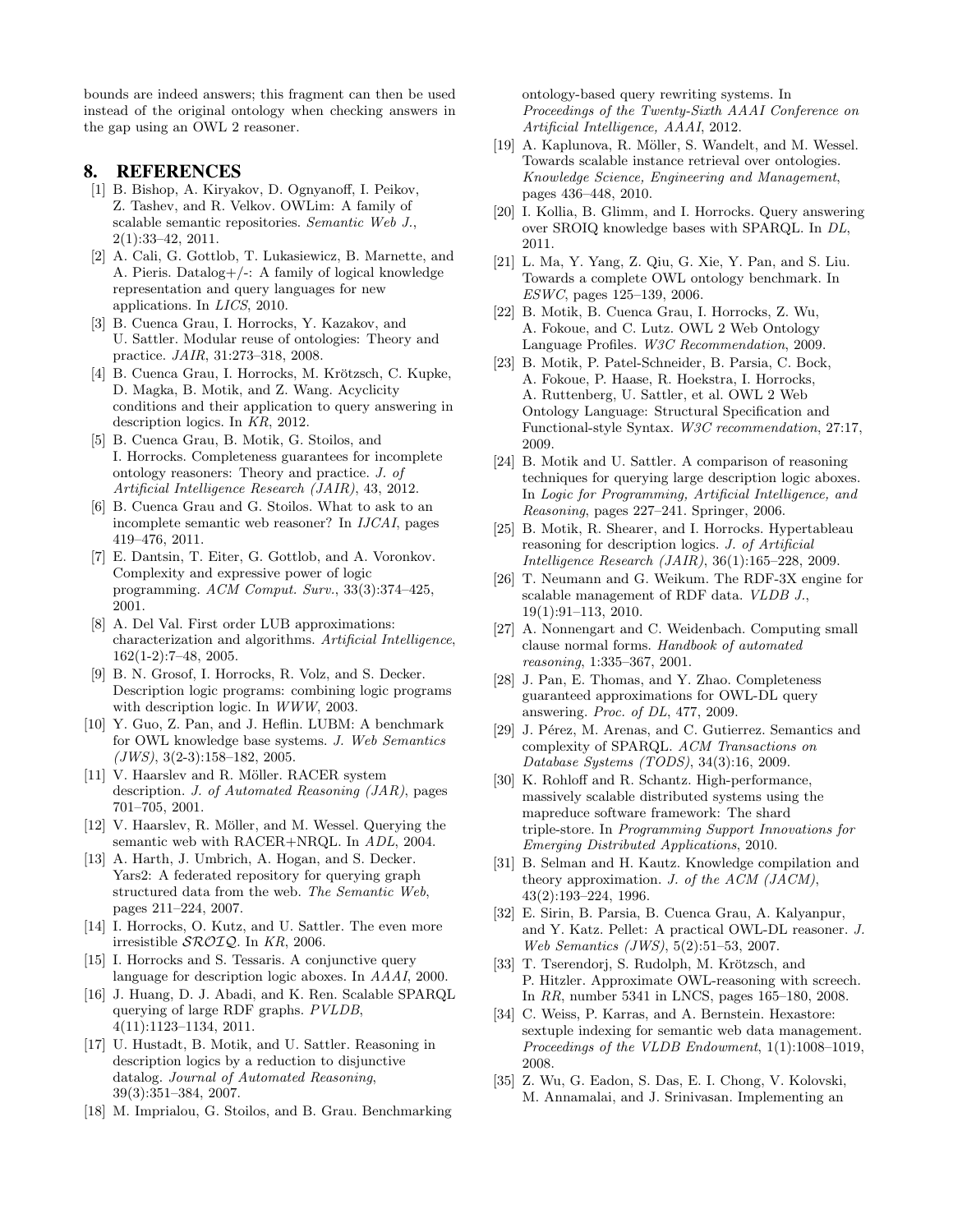bounds are indeed answers; this fragment can then be used instead of the original ontology when checking answers in the gap using an OWL 2 reasoner.

## 8. REFERENCES

[1] B. Bishop, A. Kiryakov, D. Ognyanoff, I. Peikov, Z. Tashev, and R. Velkov. OWLim: A family of scalable semantic repositories. *Semantic Web J.*, 2(1):33–42, 2011.

[2] A. Cali, G. Gottlob, T. Lukasiewicz, B. Marnette, and A. Pieris. Datalog+/-: A family of logical knowledge representation and query languages for new applications. In *LICS*, 2010.

[3] B. Cuenca Grau, I. Horrocks, Y. Kazakov, and U. Sattler. Modular reuse of ontologies: Theory and practice. *JAIR*, 31:273–318, 2008.

[4] B. Cuenca Grau, I. Horrocks, M. Krötzsch, C. Kupke, D. Magka, B. Motik, and Z. Wang. Acyclicity conditions and their application to query answering in description logics. In *KR*, 2012.

[5] B. Cuenca Grau, B. Motik, G. Stoilos, and I. Horrocks. Completeness guarantees for incomplete ontology reasoners: Theory and practice. *J. of Artificial Intelligence Research (JAIR)*, 43, 2012.

[6] B. Cuenca Grau and G. Stoilos. What to ask to an incomplete semantic web reasoner? In *IJCAI*, pages 419–476, 2011.

[7] E. Dantsin, T. Eiter, G. Gottlob, and A. Voronkov. Complexity and expressive power of logic programming. *ACM Comput. Surv.*, 33(3):374–425, 2001.

[8] A. Del Val. First order LUB approximations: characterization and algorithms. *Artificial Intelligence*, 162(1-2):7–48, 2005.

[9] B. N. Grosof, I. Horrocks, R. Volz, and S. Decker. Description logic programs: combining logic programs with description logic. In *WWW*, 2003.

[10] Y. Guo, Z. Pan, and J. Heflin. LUBM: A benchmark for OWL knowledge base systems. *J. Web Semantics (JWS)*, 3(2-3):158–182, 2005.

[11] V. Haarslev and R. Möller. RACER system description. *J. of Automated Reasoning (JAR)*, pages 701–705, 2001.

[12] V. Haarslev, R. Möller, and M. Wessel. Querying the semantic web with RACER+NRQL. In *ADL*, 2004.

[13] A. Harth, J. Umbrich, A. Hogan, and S. Decker. Yars2: A federated repository for querying graph structured data from the web. *The Semantic Web*, pages 211–224, 2007.

[14] I. Horrocks, O. Kutz, and U. Sattler. The even more irresistible $\mathcal{SROIQ}$. In *KR*, 2006.

[15] I. Horrocks and S. Tessaris. A conjunctive query language for description logic aboxes. In *AAAI*, 2000.

[16] J. Huang, D. J. Abadi, and K. Ren. Scalable SPARQL querying of large RDF graphs. *PVLDB*, 4(11):1123–1134, 2011.

[17] U. Hustadt, B. Motik, and U. Sattler. Reasoning in description logics by a reduction to disjunctive datalog. *Journal of Automated Reasoning*, 39(3):351–384, 2007.

[18] M. Imprialou, G. Stoilos, and B. Grau. Benchmarking ontology-based query rewriting systems. In *Proceedings of the Twenty-Sixth AAAI Conference on Artificial Intelligence, AAAI*, 2012.

[19] A. Kaplunova, R. Möller, S. Wandelt, and M. Wessel. Towards scalable instance retrieval over ontologies. *Knowledge Science, Engineering and Management*, pages 436–448, 2010.

[20] I. Kollia, B. Glimm, and I. Horrocks. Query answering over SROIQ knowledge bases with SPARQL. In *DL*, 2011.

[21] L. Ma, Y. Yang, Z. Qiu, G. Xie, Y. Pan, and S. Liu. Towards a complete OWL ontology benchmark. In *ESWC*, pages 125–139, 2006.

[22] B. Motik, B. Cuenca Grau, I. Horrocks, Z. Wu, A. Fokoue, and C. Lutz. OWL 2 Web Ontology Language Profiles. *W3C Recommendation*, 2009.

[23] B. Motik, P. Patel-Schneider, B. Parsia, C. Bock, A. Fokoue, P. Haase, R. Hoekstra, I. Horrocks, A. Ruttenberg, U. Sattler, et al. OWL 2 Web Ontology Language: Structural Specification and Functional-style Syntax. *W3C recommendation*, 27:17, 2009.

[24] B. Motik and U. Sattler. A comparison of reasoning techniques for querying large description logic aboxes. In *Logic for Programming, Artificial Intelligence, and Reasoning*, pages 227–241. Springer, 2006.

[25] B. Motik, R. Shearer, and I. Horrocks. Hypertableau reasoning for description logics. *J. of Artificial Intelligence Research (JAIR)*, 36(1):165–228, 2009.

[26] T. Neumann and G. Weikum. The RDF-3X engine for scalable management of RDF data. *VLDB J.*, 19(1):91–113, 2010.

[27] A. Nonnengart and C. Weidenbach. Computing small clause normal forms. *Handbook of automated reasoning*, 1:335–367, 2001.

[28] J. Pan, E. Thomas, and Y. Zhao. Completeness guaranteed approximations for OWL-DL query answering. *Proc. of DL*, 477, 2009.

[29] J. Pérez, M. Arenas, and C. Gutierrez. Semantics and complexity of SPARQL. *ACM Transactions on Database Systems (TODS)*, 34(3):16, 2009.

[30] K. Rohloff and R. Schantz. High-performance, massively scalable distributed systems using the mapreduce software framework: The shard triple-store. In *Programming Support Innovations for Emerging Distributed Applications*, 2010.

[31] B. Selman and H. Kautz. Knowledge compilation and theory approximation. *J. of the ACM (JACM)*, 43(2):193–224, 1996.

[32] E. Sirin, B. Parsia, B. Cuenca Grau, A. Kalyanpur, and Y. Katz. Pellet: A practical OWL-DL reasoner. *J. Web Semantics (JWS)*, 5(2):51–53, 2007.

[33] T. Tserendorj, S. Rudolph, M. Krötzsch, and P. Hitzler. Approximate OWL-reasoning with screech. In *RR*, number 5341 in LNCS, pages 165–180, 2008.

[34] C. Weiss, P. Karras, and A. Bernstein. Hexastore: sextuple indexing for semantic web data management. *Proceedings of the VLDB Endowment*, 1(1):1008–1019, 2008.

[35] Z. Wu, G. Eadon, S. Das, E. I. Chong, V. Kolovski, M. Annamalai, and J. Srinivasan. Implementing an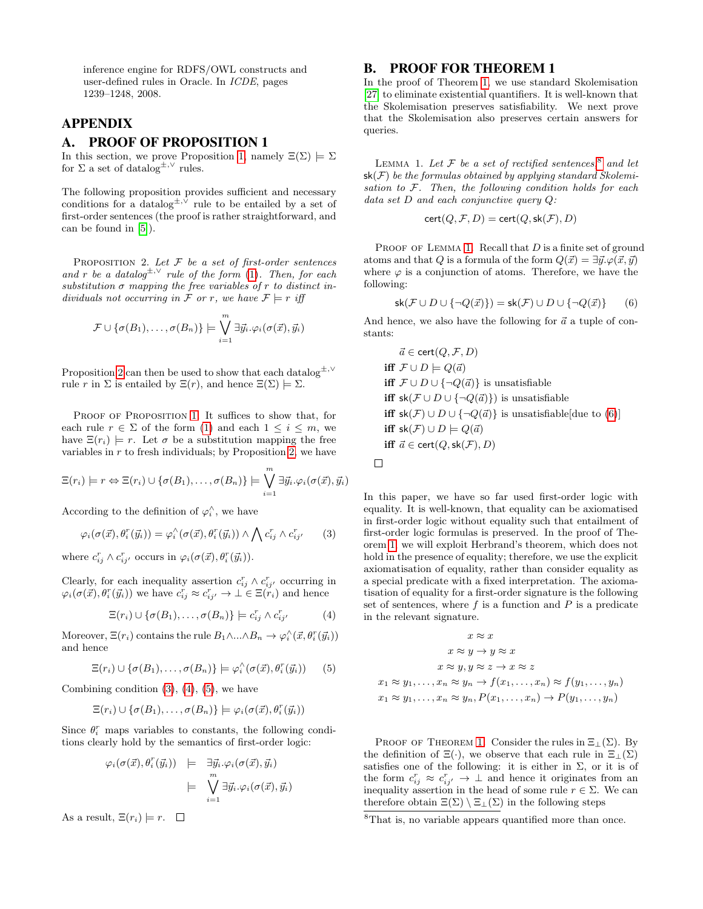inference engine for RDFS/OWL constructs and user-defined rules in Oracle. In *ICDE*, pages 1239–1248, 2008.

# APPENDIX

## A. PROOF OF PROPOSITION 1

In this section, we prove Proposition 1, namely $\Xi(\Sigma) \models \Sigma$ for $\Sigma$ a set of datalog$^{\pm,\vee}$ rules.

The following proposition provides sufficient and necessary conditions for a datalog$^{\pm,\vee}$ rule to be entailed by a set of first-order sentences (the proof is rather straightforward, and can be found in [5]).

Proposition 2. *Let $\mathcal{F}$ be a set of first-order sentences and $r$ be a datalog$^{\pm,\vee}$ rule of the form (1). Then, for each substitution $\sigma$ mapping the free variables of $r$ to distinct individuals not occurring in $\mathcal{F}$ or $r$, we have $\mathcal{F} \models r$ iff*

$$\mathcal{F} \cup \{\sigma(B_1), \ldots, \sigma(B_n)\} \models \bigvee_{i=1}^{m} \exists \vec{y}_i.\varphi_i(\sigma(\vec{x}), \vec{y}_i)$$

Proposition 2 can then be used to show that each datalog$^{\pm,\vee}$ rule $r$ in $\Sigma$ is entailed by $\Xi(r)$, and hence $\Xi(\Sigma) \models \Sigma$.

Proof of Proposition 1. It suffices to show that, for each rule $r \in \Sigma$ of the form (1) and each $1 \leq i \leq m$, we have $\Xi(r_i) \models r$. Let $\sigma$ be a substitution mapping the free variables in $r$ to fresh individuals; by Proposition 2, we have

$$\Xi(r_i) \models r \Leftrightarrow \Xi(r_i) \cup \{\sigma(B_1), \ldots, \sigma(B_n)\} \models \bigvee_{i=1}^{m} \exists \vec{y}_i.\varphi_i(\sigma(\vec{x}), \vec{y}_i)$$

According to the definition of $\varphi_i^{\wedge}$, we have

$$\varphi_i(\sigma(\vec{x}), \theta_i^r(\vec{y}_i)) = \varphi_i^{\wedge}(\sigma(\vec{x}), \theta_i^r(\vec{y}_i)) \wedge \bigwedge c_{ij}^r \wedge c_{ij'}^r \quad (3)$$

where $c_{ij}^r \wedge c_{ij'}^r$ occurs in $\varphi_i(\sigma(\vec{x}), \theta_i^r(\vec{y}_i))$.

Clearly, for each inequality assertion $c_{ij}^r \wedge c_{ij'}^r$ occurring in $\varphi_i(\sigma(\vec{x}), \theta_i^r(\vec{y}_i))$ we have $c_{ij}^r \approx c_{ij'}^r \rightarrow \bot \in \Xi(r_i)$ and hence

$$\Xi(r_i) \cup \{\sigma(B_1), \ldots, \sigma(B_n)\} \models c_{ij}^r \wedge c_{ij'}^r \quad (4)$$

Moreover, $\Xi(r_i)$ contains the rule $B_1 \wedge \ldots \wedge B_n \rightarrow \varphi_i^{\wedge}(\vec{x}, \theta_i^r(\vec{y}_i))$ and hence

$$\Xi(r_i) \cup \{\sigma(B_1), \ldots, \sigma(B_n)\} \models \varphi_i^{\wedge}(\sigma(\vec{x}), \theta_i^r(\vec{y}_i)) \quad (5)$$

Combining condition (3), (4), (5), we have

$$\Xi(r_i) \cup \{\sigma(B_1), \ldots, \sigma(B_n)\} \models \varphi_i(\sigma(\vec{x}), \theta_i^r(\vec{y}_i))$$

Since $\theta_i^r$ maps variables to constants, the following conditions clearly hold by the semantics of first-order logic:

$$\begin{aligned} \varphi_i(\sigma(\vec{x}), \theta_i^r(\vec{y}_i)) &\models \exists \vec{y}_i.\varphi_i(\sigma(\vec{x}), \vec{y}_i) \\ &\models \bigvee_{i=1}^{m} \exists \vec{y}_i.\varphi_i(\sigma(\vec{x}), \vec{y}_i) \end{aligned}$$

As a result, $\Xi(r_i) \models r$. □

## B. PROOF FOR THEOREM 1

In the proof of Theorem 1, we use standard Skolemisation [27] to eliminate existential quantifiers. It is well-known that the Skolemisation preserves satisfiability. We next prove that the Skolemisation also preserves certain answers for queries.

Lemma 1. *Let $\mathcal{F}$ be a set of rectified sentences,[8] and let $\mathsf{sk}(\mathcal{F})$ be the formulas obtained by applying standard Skolemisation to $\mathcal{F}$. Then, the following condition holds for each data set $D$ and each conjunctive query $Q$:*

$$\mathsf{cert}(Q, \mathcal{F}, D) = \mathsf{cert}(Q, \mathsf{sk}(\mathcal{F}), D)$$

Proof of Lemma 1. Recall that $D$ is a finite set of ground atoms and that $Q$ is a formula of the form $Q(\vec{x}) = \exists \vec{y}.\varphi(\vec{x}, \vec{y})$ where $\varphi$ is a conjunction of atoms. Therefore, we have the following:

$$\mathsf{sk}(\mathcal{F} \cup D \cup \{\neg Q(\vec{x})\}) = \mathsf{sk}(\mathcal{F}) \cup D \cup \{\neg Q(\vec{x})\} \quad (6)$$

And hence, we also have the following for $\vec{a}$ a tuple of constants:

$$\begin{aligned} & \vec{a} \in \mathsf{cert}(Q, \mathcal{F}, D) \\ \textbf{iff } & \mathcal{F} \cup D \models Q(\vec{a}) \\ \textbf{iff } & \mathcal{F} \cup D \cup \{\neg Q(\vec{a})\} \text{ is unsatisfiable} \\ \textbf{iff } & \mathsf{sk}(\mathcal{F} \cup D \cup \{\neg Q(\vec{a})\}) \text{ is unsatisfiable} \\ \textbf{iff } & \mathsf{sk}(\mathcal{F}) \cup D \cup \{\neg Q(\vec{a})\} \text{ is unsatisfiable[due to (6)]} \\ \textbf{iff } & \mathsf{sk}(\mathcal{F}) \cup D \models Q(\vec{a}) \\ \textbf{iff } & \vec{a} \in \mathsf{cert}(Q, \mathsf{sk}(\mathcal{F}), D) \end{aligned}$$

□

In this paper, we have so far used first-order logic with equality. It is well-known, that equality can be axiomatised in first-order logic without equality such that entailment of first-order logic formulas is preserved. In the proof of Theorem 1, we will exploit Herbrand's theorem, which does not hold in the presence of equality; therefore, we use the explicit axiomatisation of equality, rather than consider equality as a special predicate with a fixed interpretation. The axiomatisation of equality for a first-order signature is the following set of sentences, where $f$ is a function and $P$ is a predicate in the relevant signature.

$$\begin{gathered} x \approx x \\ x \approx y \rightarrow y \approx x \\ x \approx y, y \approx z \rightarrow x \approx z \\ x_1 \approx y_1, \ldots, x_n \approx y_n \rightarrow f(x_1, \ldots, x_n) \approx f(y_1, \ldots, y_n) \\ x_1 \approx y_1, \ldots, x_n \approx y_n, P(x_1, \ldots, x_n) \rightarrow P(y_1, \ldots, y_n) \end{gathered}$$

Proof of Theorem 1. Consider the rules in $\Xi_{\bot}(\Sigma)$. By the definition of $\Xi(\cdot)$, we observe that each rule in $\Xi_{\bot}(\Sigma)$ satisfies one of the following: it is either in $\Sigma$, or it is of the form $c_{ij}^r \approx c_{ij'}^r \rightarrow \bot$ and hence it originates from an inequality assertion in the head of some rule $r \in \Sigma$. We can therefore obtain $\Xi(\Sigma) \setminus \Xi_{\bot}(\Sigma)$ in the following steps

[8] That is, no variable appears quantified more than once.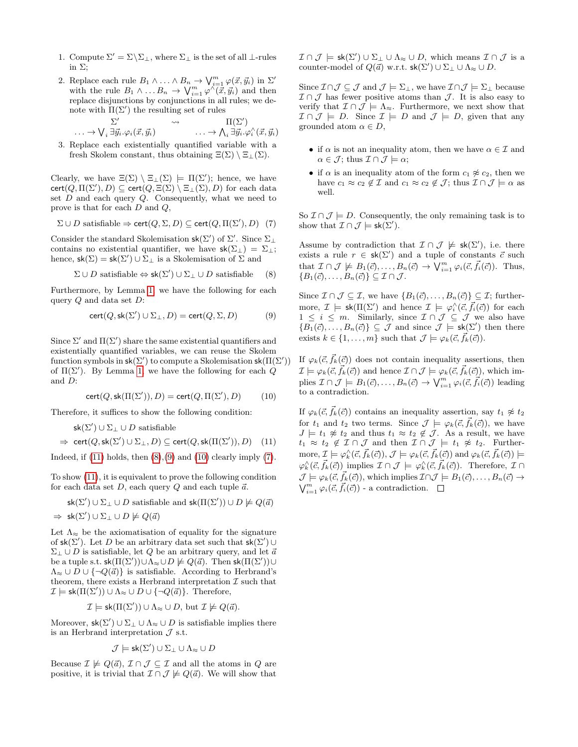1. Compute $\Sigma' = \Sigma \setminus \Sigma_\bot$, where $\Sigma_\bot$ is the set of all $\bot$-rules in $\Sigma$;
2. Replace each rule $B_1 \wedge \ldots \wedge B_n \to \bigvee_{i=1}^{m} \varphi(\vec{x}, \vec{y}_i)$ in $\Sigma'$ with the rule $B_1 \wedge \ldots B_n \to \bigvee_{i=1}^{m} \varphi^{\wedge}(\vec{x}, \vec{y}_i)$ and then replace disjunctions by conjunctions in all rules; we denote with $\Pi(\Sigma')$ the resulting set of rules
$$\begin{array}{ccc} \Sigma' & \rightsquigarrow & \Pi(\Sigma') \\ \ldots \to \bigvee_i \exists \vec{y}_i.\varphi_i(\vec{x}, \vec{y}_i) & & \ldots \to \bigwedge_i \exists \vec{y}_i.\varphi_i^{\wedge}(\vec{x}, \vec{y}_i) \end{array}$$
3. Replace each existentially quantified variable with a fresh Skolem constant, thus obtaining $\Xi(\Sigma) \setminus \Xi_\bot(\Sigma)$.

Clearly, we have $\Xi(\Sigma) \setminus \Xi_\bot(\Sigma) \models \Pi(\Sigma')$; hence, we have $\mathsf{cert}(Q, \Pi(\Sigma'), D) \subseteq \mathsf{cert}(Q, \Xi(\Sigma) \setminus \Xi_\bot(\Sigma), D)$ for each data set $D$ and each query $Q$. Consequently, what we need to prove is that for each $D$ and $Q$,

$$\Sigma \cup D \text{ satisfiable} \Rightarrow \mathsf{cert}(Q, \Sigma, D) \subseteq \mathsf{cert}(Q, \Pi(\Sigma'), D) \quad (7)$$

Consider the standard Skolemisation $\mathsf{sk}(\Sigma')$ of $\Sigma'$. Since $\Sigma_\bot$ contains no existential quantifier, we have $\mathsf{sk}(\Sigma_\bot) = \Sigma_\bot$; hence, $\mathsf{sk}(\Sigma) = \mathsf{sk}(\Sigma') \cup \Sigma_\bot$ is a Skolemisation of $\Sigma$ and

$$\Sigma \cup D \text{ satisfiable} \Leftrightarrow \mathsf{sk}(\Sigma') \cup \Sigma_\bot \cup D \text{ satisfiable} \quad (8)$$

Furthermore, by Lemma 1, we have the following for each query $Q$ and data set $D$:

$$\mathsf{cert}(Q, \mathsf{sk}(\Sigma') \cup \Sigma_\bot, D) = \mathsf{cert}(Q, \Sigma, D) \quad (9)$$

Since $\Sigma'$ and $\Pi(\Sigma')$ share the same existential quantifiers and existentially quantified variables, we can reuse the Skolem function symbols in $\mathsf{sk}(\Sigma')$ to compute a Skolemisation $\mathsf{sk}(\Pi(\Sigma'))$ of $\Pi(\Sigma')$. By Lemma 1, we have the following for each $Q$ and $D$:

$$\mathsf{cert}(Q, \mathsf{sk}(\Pi(\Sigma')), D) = \mathsf{cert}(Q, \Pi(\Sigma'), D) \quad (10)$$

Therefore, it suffices to show the following condition:

$$\begin{array}{l} \mathsf{sk}(\Sigma') \cup \Sigma_\bot \cup D \text{ satisfiable} \\ \Rightarrow \ \mathsf{cert}(Q, \mathsf{sk}(\Sigma') \cup \Sigma_\bot, D) \subseteq \mathsf{cert}(Q, \mathsf{sk}(\Pi(\Sigma')), D) \end{array} \quad (11)$$

Indeed, if (11) holds, then (8),(9) and (10) clearly imply (7).

To show (11), it is equivalent to prove the following condition for each data set $D$, each query $Q$ and each tuple $\vec{a}$.

$$\begin{array}{l} \mathsf{sk}(\Sigma') \cup \Sigma_\bot \cup D \text{ satisfiable and } \mathsf{sk}(\Pi(\Sigma')) \cup D \not\models Q(\vec{a}) \\ \Rightarrow \ \mathsf{sk}(\Sigma') \cup \Sigma_\bot \cup D \not\models Q(\vec{a}) \end{array}$$

Let $\Lambda_\approx$ be the axiomatisation of equality for the signature of $\mathsf{sk}(\Sigma')$. Let $D$ be an arbitrary data set such that $\mathsf{sk}(\Sigma') \cup \Sigma_\bot \cup D$ is satisfiable, let $Q$ be an arbitrary query, and let $\vec{a}$ be a tuple s.t. $\mathsf{sk}(\Pi(\Sigma')) \cup \Lambda_\approx \cup D \not\models Q(\vec{a})$. Then $\mathsf{sk}(\Pi(\Sigma')) \cup \Lambda_\approx \cup D \cup \{\neg Q(\vec{a})\}$ is satisfiable. According to Herbrand's theorem, there exists a Herbrand interpretation $\mathcal{I}$ such that $\mathcal{I} \models \mathsf{sk}(\Pi(\Sigma')) \cup \Lambda_\approx \cup D \cup \{\neg Q(\vec{a})\}$. Therefore,

$$\mathcal{I} \models \mathsf{sk}(\Pi(\Sigma')) \cup \Lambda_\approx \cup D, \text{ but } \mathcal{I} \not\models Q(\vec{a}).$$

Moreover, $\mathsf{sk}(\Sigma') \cup \Sigma_\bot \cup \Lambda_\approx \cup D$ is satisfiable implies there is an Herbrand interpretation $\mathcal{J}$ s.t.

$$\mathcal{J} \models \mathsf{sk}(\Sigma') \cup \Sigma_\bot \cup \Lambda_\approx \cup D$$

Because $\mathcal{I} \not\models Q(\vec{a})$, $\mathcal{I} \cap \mathcal{J} \subseteq \mathcal{I}$ and all the atoms in $Q$ are positive, it is trivial that $\mathcal{I} \cap \mathcal{J} \not\models Q(\vec{a})$. We will show that $\mathcal{I} \cap \mathcal{J} \models \mathsf{sk}(\Sigma') \cup \Sigma_\bot \cup \Lambda_\approx \cup D$, which means $\mathcal{I} \cap \mathcal{J}$ is a counter-model of $Q(\vec{a})$ w.r.t. $\mathsf{sk}(\Sigma') \cup \Sigma_\bot \cup \Lambda_\approx \cup D$.

Since $\mathcal{I} \cap \mathcal{J} \subseteq \mathcal{J}$ and $\mathcal{J} \models \Sigma_\bot$, we have $\mathcal{I} \cap \mathcal{J} \models \Sigma_\bot$ because $\mathcal{I} \cap \mathcal{J}$ has fewer positive atoms than $\mathcal{J}$. It is also easy to verify that $\mathcal{I} \cap \mathcal{J} \models \Lambda_\approx$. Furthermore, we next show that $\mathcal{I} \cap \mathcal{J} \models D$. Since $\mathcal{I} \models D$ and $\mathcal{J} \models D$, given that any grounded atom $\alpha \in D$,

- if $\alpha$ is not an inequality atom, then we have $\alpha \in \mathcal{I}$ and $\alpha \in \mathcal{J}$; thus $\mathcal{I} \cap \mathcal{J} \models \alpha$;
- if $\alpha$ is an inequality atom of the form $c_1 \not\approx c_2$, then we have $c_1 \approx c_2 \notin \mathcal{I}$ and $c_1 \approx c_2 \notin \mathcal{J}$; thus $\mathcal{I} \cap \mathcal{J} \models \alpha$ as well.

So $\mathcal{I} \cap \mathcal{J} \models D$. Consequently, the only remaining task is to show that $\mathcal{I} \cap \mathcal{J} \models \mathsf{sk}(\Sigma')$.

Assume by contradiction that $\mathcal{I} \cap \mathcal{J} \not\models \mathsf{sk}(\Sigma')$, i.e. there exists a rule $r \in \mathsf{sk}(\Sigma')$ and a tuple of constants $\vec{c}$ such that $\mathcal{I} \cap \mathcal{J} \not\models B_1(\vec{c}), \ldots, B_n(\vec{c}) \to \bigvee_{i=1}^{m} \varphi_i(\vec{c}, \vec{f_i}(\vec{c}))$. Thus, $\{B_1(\vec{c}), \ldots, B_n(\vec{c})\} \subseteq \mathcal{I} \cap \mathcal{J}$.

Since $\mathcal{I} \cap \mathcal{J} \subseteq \mathcal{I}$, we have $\{B_1(\vec{c}), \ldots, B_n(\vec{c})\} \subseteq \mathcal{I}$; furthermore, $\mathcal{I} \models \mathsf{sk}(\Pi(\Sigma'))$ and hence $\mathcal{I} \models \varphi_i^{\wedge}(\vec{c}, \vec{f_i}(\vec{c}))$ for each $1 \le i \le m$. Similarly, since $\mathcal{I} \cap \mathcal{J} \subseteq \mathcal{J}$ we also have $\{B_1(\vec{c}), \ldots, B_n(\vec{c})\} \subseteq \mathcal{J}$ and since $\mathcal{J} \models \mathsf{sk}(\Sigma')$ then there exists $k \in \{1, \ldots, m\}$ such that $\mathcal{J} \models \varphi_k(\vec{c}, \vec{f_k}(\vec{c}))$.

If $\varphi_k(\vec{c}, \vec{f_k}(\vec{c}))$ does not contain inequality assertions, then $\mathcal{I} \models \varphi_k(\vec{c}, \vec{f_k}(\vec{c}))$ and hence $\mathcal{I} \cap \mathcal{J} \models \varphi_k(\vec{c}, \vec{f_k}(\vec{c}))$, which implies $\mathcal{I} \cap \mathcal{J} \models B_1(\vec{c}), \ldots, B_n(\vec{c}) \to \bigvee_{i=1}^{m} \varphi_i(\vec{c}, \vec{f_i}(\vec{c}))$ leading to a contradiction.

If $\varphi_k(\vec{c}, \vec{f_k}(\vec{c}))$ contains an inequality assertion, say $t_1 \not\approx t_2$ for $t_1$ and $t_2$ two terms. Since $\mathcal{J} \models \varphi_k(\vec{c}, \vec{f_k}(\vec{c}))$, we have $J \models t_1 \not\approx t_2$ and thus $t_1 \approx t_2 \notin \mathcal{J}$. As a result, we have $t_1 \approx t_2 \notin \mathcal{I} \cap \mathcal{J}$ and then $\mathcal{I} \cap \mathcal{J} \models t_1 \not\approx t_2$. Furthermore, $\mathcal{I} \models \varphi_k^{\wedge}(\vec{c}, \vec{f_k}(\vec{c}))$, $\mathcal{J} \models \varphi_k(\vec{c}, \vec{f_k}(\vec{c}))$ and $\varphi_k(\vec{c}, \vec{f_k}(\vec{c})) \models \varphi_k^{\wedge}(\vec{c}, \vec{f_k}(\vec{c}))$ implies $\mathcal{I} \cap \mathcal{J} \models \varphi_k^{\wedge}(\vec{c}, \vec{f_k}(\vec{c}))$. Therefore, $\mathcal{I} \cap \mathcal{J} \models \varphi_k(\vec{c}, \vec{f_k}(\vec{c}))$, which implies $\mathcal{I} \cap \mathcal{J} \models B_1(\vec{c}), \ldots, B_n(\vec{c}) \to \bigvee_{i=1}^{m} \varphi_i(\vec{c}, \vec{f_i}(\vec{c}))$ - a contradiction. $\square$